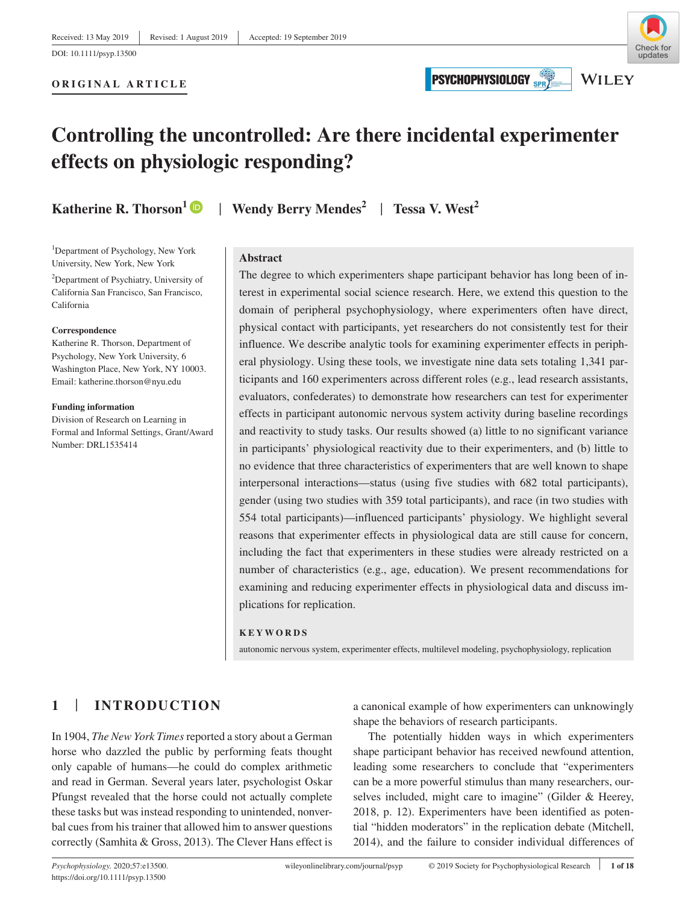Received: 13 May 2019 | Revised: 1 August 2019 | Accepted: 19 September 2019

DOI: 10.1111/psyp.13500

**ORIGINAL ARTICLE**

# Controlling the uncontrolled: Are there incidental experimenter effects on physiologic responding?

**Katherine R. Thorson**[1] | **Wendy Berry Mendes**[2] | **Tessa V. West**[2]

[1]Department of Psychology, New York University, New York, New York

[2]Department of Psychiatry, University of California San Francisco, San Francisco, California

**Correspondence**
Katherine R. Thorson, Department of Psychology, New York University, 6 Washington Place, New York, NY 10003.
Email: katherine.thorson@nyu.edu

**Funding information**
Division of Research on Learning in Formal and Informal Settings, Grant/Award Number: DRL1535414

## Abstract

The degree to which experimenters shape participant behavior has long been of interest in experimental social science research. Here, we extend this question to the domain of peripheral psychophysiology, where experimenters often have direct, physical contact with participants, yet researchers do not consistently test for their influence. We describe analytic tools for examining experimenter effects in peripheral physiology. Using these tools, we investigate nine data sets totaling 1,341 participants and 160 experimenters across different roles (e.g., lead research assistants, evaluators, confederates) to demonstrate how researchers can test for experimenter effects in participant autonomic nervous system activity during baseline recordings and reactivity to study tasks. Our results showed (a) little to no significant variance in participants' physiological reactivity due to their experimenters, and (b) little to no evidence that three characteristics of experimenters that are well known to shape interpersonal interactions—status (using five studies with 682 total participants), gender (using two studies with 359 total participants), and race (in two studies with 554 total participants)—influenced participants' physiology. We highlight several reasons that experimenter effects in physiological data are still cause for concern, including the fact that experimenters in these studies were already restricted on a number of characteristics (e.g., age, education). We present recommendations for examining and reducing experimenter effects in physiological data and discuss implications for replication.

**KEYWORDS**

autonomic nervous system, experimenter effects, multilevel modeling, psychophysiology, replication

## 1 | INTRODUCTION

In 1904, *The New York Times* reported a story about a German horse who dazzled the public by performing feats thought only capable of humans—he could do complex arithmetic and read in German. Several years later, psychologist Oskar Pfungst revealed that the horse could not actually complete these tasks but was instead responding to unintended, nonverbal cues from his trainer that allowed him to answer questions correctly (Samhita & Gross, 2013). The Clever Hans effect is a canonical example of how experimenters can unknowingly shape the behaviors of research participants.

The potentially hidden ways in which experimenters shape participant behavior has received newfound attention, leading some researchers to conclude that "experimenters can be a more powerful stimulus than many researchers, ourselves included, might care to imagine" (Gilder & Heerey, 2018, p. 12). Experimenters have been identified as potential "hidden moderators" in the replication debate (Mitchell, 2014), and the failure to consider individual differences of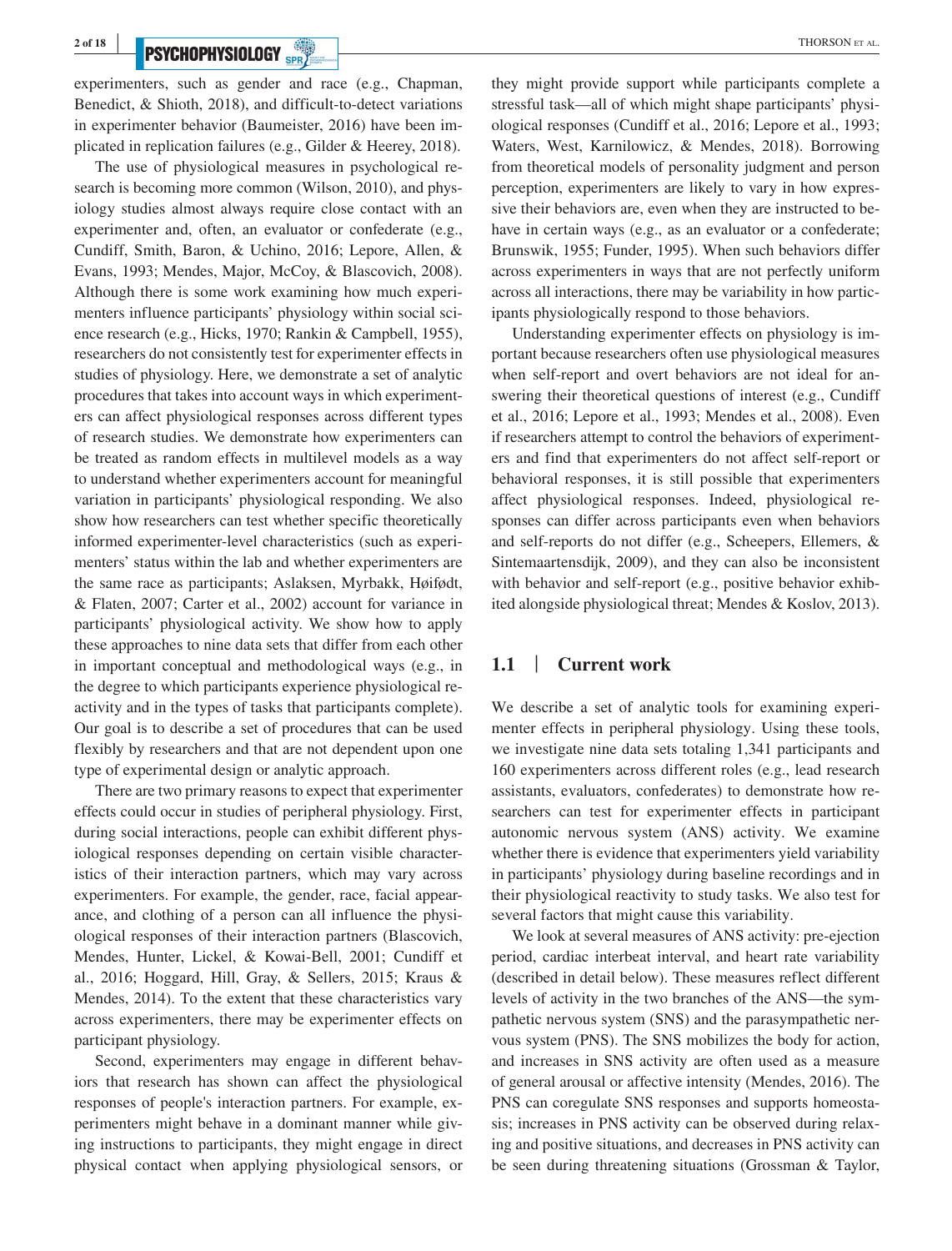experimenters, such as gender and race (e.g., Chapman, Benedict, & Shioth, 2018), and difficult-to-detect variations in experimenter behavior (Baumeister, 2016) have been implicated in replication failures (e.g., Gilder & Heerey, 2018).

The use of physiological measures in psychological research is becoming more common (Wilson, 2010), and physiology studies almost always require close contact with an experimenter and, often, an evaluator or confederate (e.g., Cundiff, Smith, Baron, & Uchino, 2016; Lepore, Allen, & Evans, 1993; Mendes, Major, McCoy, & Blascovich, 2008). Although there is some work examining how much experimenters influence participants' physiology within social science research (e.g., Hicks, 1970; Rankin & Campbell, 1955), researchers do not consistently test for experimenter effects in studies of physiology. Here, we demonstrate a set of analytic procedures that takes into account ways in which experimenters can affect physiological responses across different types of research studies. We demonstrate how experimenters can be treated as random effects in multilevel models as a way to understand whether experimenters account for meaningful variation in participants' physiological responding. We also show how researchers can test whether specific theoretically informed experimenter-level characteristics (such as experimenters' status within the lab and whether experimenters are the same race as participants; Aslaksen, Myrbakk, Høifødt, & Flaten, 2007; Carter et al., 2002) account for variance in participants' physiological activity. We show how to apply these approaches to nine data sets that differ from each other in important conceptual and methodological ways (e.g., in the degree to which participants experience physiological reactivity and in the types of tasks that participants complete). Our goal is to describe a set of procedures that can be used flexibly by researchers and that are not dependent upon one type of experimental design or analytic approach.

There are two primary reasons to expect that experimenter effects could occur in studies of peripheral physiology. First, during social interactions, people can exhibit different physiological responses depending on certain visible characteristics of their interaction partners, which may vary across experimenters. For example, the gender, race, facial appearance, and clothing of a person can all influence the physiological responses of their interaction partners (Blascovich, Mendes, Hunter, Lickel, & Kowai-Bell, 2001; Cundiff et al., 2016; Hoggard, Hill, Gray, & Sellers, 2015; Kraus & Mendes, 2014). To the extent that these characteristics vary across experimenters, there may be experimenter effects on participant physiology.

Second, experimenters may engage in different behaviors that research has shown can affect the physiological responses of people's interaction partners. For example, experimenters might behave in a dominant manner while giving instructions to participants, they might engage in direct physical contact when applying physiological sensors, or they might provide support while participants complete a stressful task—all of which might shape participants' physiological responses (Cundiff et al., 2016; Lepore et al., 1993; Waters, West, Karnilowicz, & Mendes, 2018). Borrowing from theoretical models of personality judgment and person perception, experimenters are likely to vary in how expressive their behaviors are, even when they are instructed to behave in certain ways (e.g., as an evaluator or a confederate; Brunswik, 1955; Funder, 1995). When such behaviors differ across experimenters in ways that are not perfectly uniform across all interactions, there may be variability in how participants physiologically respond to those behaviors.

Understanding experimenter effects on physiology is important because researchers often use physiological measures when self-report and overt behaviors are not ideal for answering their theoretical questions of interest (e.g., Cundiff et al., 2016; Lepore et al., 1993; Mendes et al., 2008). Even if researchers attempt to control the behaviors of experimenters and find that experimenters do not affect self-report or behavioral responses, it is still possible that experimenters affect physiological responses. Indeed, physiological responses can differ across participants even when behaviors and self-reports do not differ (e.g., Scheepers, Ellemers, & Sintemaartensdijk, 2009), and they can also be inconsistent with behavior and self-report (e.g., positive behavior exhibited alongside physiological threat; Mendes & Koslov, 2013).

## 1.1 | Current work

We describe a set of analytic tools for examining experimenter effects in peripheral physiology. Using these tools, we investigate nine data sets totaling 1,341 participants and 160 experimenters across different roles (e.g., lead research assistants, evaluators, confederates) to demonstrate how researchers can test for experimenter effects in participant autonomic nervous system (ANS) activity. We examine whether there is evidence that experimenters yield variability in participants' physiology during baseline recordings and in their physiological reactivity to study tasks. We also test for several factors that might cause this variability.

We look at several measures of ANS activity: pre-ejection period, cardiac interbeat interval, and heart rate variability (described in detail below). These measures reflect different levels of activity in the two branches of the ANS—the sympathetic nervous system (SNS) and the parasympathetic nervous system (PNS). The SNS mobilizes the body for action, and increases in SNS activity are often used as a measure of general arousal or affective intensity (Mendes, 2016). The PNS can coregulate SNS responses and supports homeostasis; increases in PNS activity can be observed during relaxing and positive situations, and decreases in PNS activity can be seen during threatening situations (Grossman & Taylor,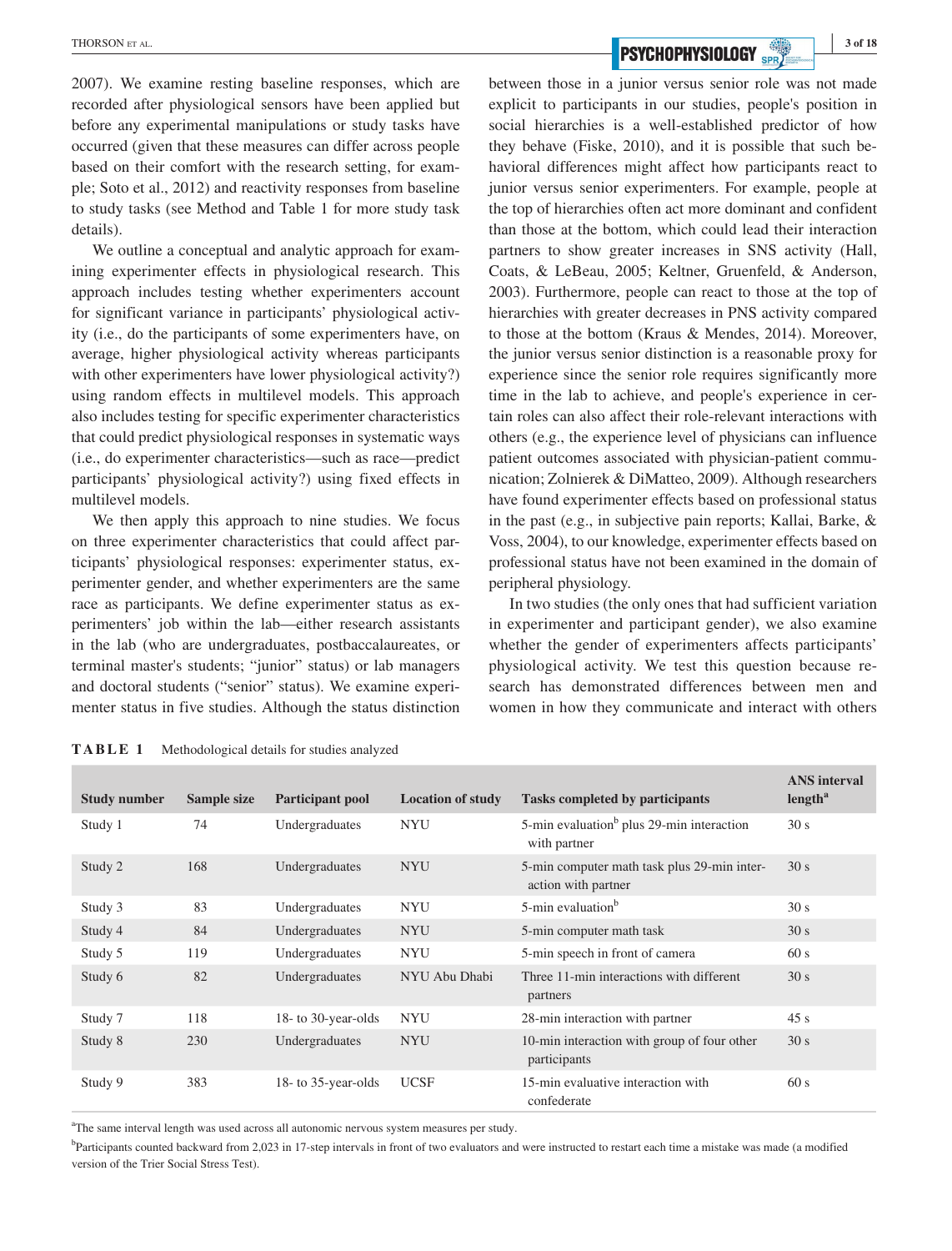2007). We examine resting baseline responses, which are recorded after physiological sensors have been applied but before any experimental manipulations or study tasks have occurred (given that these measures can differ across people based on their comfort with the research setting, for example; Soto et al., 2012) and reactivity responses from baseline to study tasks (see Method and Table 1 for more study task details).

We outline a conceptual and analytic approach for examining experimenter effects in physiological research. This approach includes testing whether experimenters account for significant variance in participants' physiological activity (i.e., do the participants of some experimenters have, on average, higher physiological activity whereas participants with other experimenters have lower physiological activity?) using random effects in multilevel models. This approach also includes testing for specific experimenter characteristics that could predict physiological responses in systematic ways (i.e., do experimenter characteristics—such as race—predict participants' physiological activity?) using fixed effects in multilevel models.

We then apply this approach to nine studies. We focus on three experimenter characteristics that could affect participants' physiological responses: experimenter status, experimenter gender, and whether experimenters are the same race as participants. We define experimenter status as experimenters' job within the lab—either research assistants in the lab (who are undergraduates, postbaccalaureates, or terminal master's students; "junior" status) or lab managers and doctoral students ("senior" status). We examine experimenter status in five studies. Although the status distinction between those in a junior versus senior role was not made explicit to participants in our studies, people's position in social hierarchies is a well-established predictor of how they behave (Fiske, 2010), and it is possible that such behavioral differences might affect how participants react to junior versus senior experimenters. For example, people at the top of hierarchies often act more dominant and confident than those at the bottom, which could lead their interaction partners to show greater increases in SNS activity (Hall, Coats, & LeBeau, 2005; Keltner, Gruenfeld, & Anderson, 2003). Furthermore, people can react to those at the top of hierarchies with greater decreases in PNS activity compared to those at the bottom (Kraus & Mendes, 2014). Moreover, the junior versus senior distinction is a reasonable proxy for experience since the senior role requires significantly more time in the lab to achieve, and people's experience in certain roles can also affect their role-relevant interactions with others (e.g., the experience level of physicians can influence patient outcomes associated with physician-patient communication; Zolnierek & DiMatteo, 2009). Although researchers have found experimenter effects based on professional status in the past (e.g., in subjective pain reports; Kallai, Barke, & Voss, 2004), to our knowledge, experimenter effects based on professional status have not been examined in the domain of peripheral physiology.

In two studies (the only ones that had sufficient variation in experimenter and participant gender), we also examine whether the gender of experimenters affects participants' physiological activity. We test this question because research has demonstrated differences between men and women in how they communicate and interact with others

**TABLE 1** Methodological details for studies analyzed

| Study number | Sample size | Participant pool | Location of study | Tasks completed by participants | ANS interval length[a] |
|---|---|---|---|---|---|
| Study 1 | 74 | Undergraduates | NYU | 5-min evaluation[b] plus 29-min interaction with partner | 30 s |
| Study 2 | 168 | Undergraduates | NYU | 5-min computer math task plus 29-min interaction with partner | 30 s |
| Study 3 | 83 | Undergraduates | NYU | 5-min evaluation[b] | 30 s |
| Study 4 | 84 | Undergraduates | NYU | 5-min computer math task | 30 s |
| Study 5 | 119 | Undergraduates | NYU | 5-min speech in front of camera | 60 s |
| Study 6 | 82 | Undergraduates | NYU Abu Dhabi | Three 11-min interactions with different partners | 30 s |
| Study 7 | 118 | 18- to 30-year-olds | NYU | 28-min interaction with partner | 45 s |
| Study 8 | 230 | Undergraduates | NYU | 10-min interaction with group of four other participants | 30 s |
| Study 9 | 383 | 18- to 35-year-olds | UCSF | 15-min evaluative interaction with confederate | 60 s |

[a]The same interval length was used across all autonomic nervous system measures per study.

[b]Participants counted backward from 2,023 in 17-step intervals in front of two evaluators and were instructed to restart each time a mistake was made (a modified version of the Trier Social Stress Test).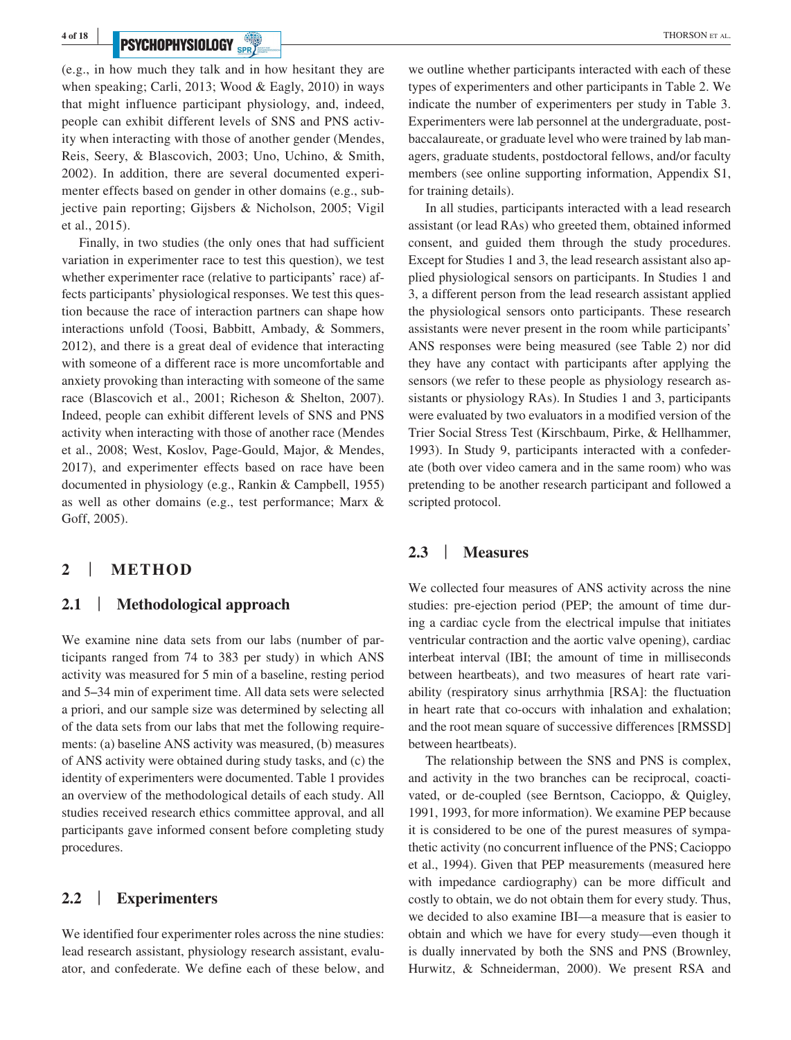(e.g., in how much they talk and in how hesitant they are when speaking; Carli, 2013; Wood & Eagly, 2010) in ways that might influence participant physiology, and, indeed, people can exhibit different levels of SNS and PNS activity when interacting with those of another gender (Mendes, Reis, Seery, & Blascovich, 2003; Uno, Uchino, & Smith, 2002). In addition, there are several documented experimenter effects based on gender in other domains (e.g., subjective pain reporting; Gijsbers & Nicholson, 2005; Vigil et al., 2015).

Finally, in two studies (the only ones that had sufficient variation in experimenter race to test this question), we test whether experimenter race (relative to participants' race) affects participants' physiological responses. We test this question because the race of interaction partners can shape how interactions unfold (Toosi, Babbitt, Ambady, & Sommers, 2012), and there is a great deal of evidence that interacting with someone of a different race is more uncomfortable and anxiety provoking than interacting with someone of the same race (Blascovich et al., 2001; Richeson & Shelton, 2007). Indeed, people can exhibit different levels of SNS and PNS activity when interacting with those of another race (Mendes et al., 2008; West, Koslov, Page-Gould, Major, & Mendes, 2017), and experimenter effects based on race have been documented in physiology (e.g., Rankin & Campbell, 1955) as well as other domains (e.g., test performance; Marx & Goff, 2005).

## 2 | METHOD

### 2.1 | Methodological approach

We examine nine data sets from our labs (number of participants ranged from 74 to 383 per study) in which ANS activity was measured for 5 min of a baseline, resting period and 5–34 min of experiment time. All data sets were selected a priori, and our sample size was determined by selecting all of the data sets from our labs that met the following requirements: (a) baseline ANS activity was measured, (b) measures of ANS activity were obtained during study tasks, and (c) the identity of experimenters were documented. Table 1 provides an overview of the methodological details of each study. All studies received research ethics committee approval, and all participants gave informed consent before completing study procedures.

### 2.2 | Experimenters

We identified four experimenter roles across the nine studies: lead research assistant, physiology research assistant, evaluator, and confederate. We define each of these below, and we outline whether participants interacted with each of these types of experimenters and other participants in Table 2. We indicate the number of experimenters per study in Table 3. Experimenters were lab personnel at the undergraduate, postbaccalaureate, or graduate level who were trained by lab managers, graduate students, postdoctoral fellows, and/or faculty members (see online supporting information, Appendix S1, for training details).

In all studies, participants interacted with a lead research assistant (or lead RAs) who greeted them, obtained informed consent, and guided them through the study procedures. Except for Studies 1 and 3, the lead research assistant also applied physiological sensors on participants. In Studies 1 and 3, a different person from the lead research assistant applied the physiological sensors onto participants. These research assistants were never present in the room while participants' ANS responses were being measured (see Table 2) nor did they have any contact with participants after applying the sensors (we refer to these people as physiology research assistants or physiology RAs). In Studies 1 and 3, participants were evaluated by two evaluators in a modified version of the Trier Social Stress Test (Kirschbaum, Pirke, & Hellhammer, 1993). In Study 9, participants interacted with a confederate (both over video camera and in the same room) who was pretending to be another research participant and followed a scripted protocol.

### 2.3 | Measures

We collected four measures of ANS activity across the nine studies: pre-ejection period (PEP; the amount of time during a cardiac cycle from the electrical impulse that initiates ventricular contraction and the aortic valve opening), cardiac interbeat interval (IBI; the amount of time in milliseconds between heartbeats), and two measures of heart rate variability (respiratory sinus arrhythmia [RSA]: the fluctuation in heart rate that co-occurs with inhalation and exhalation; and the root mean square of successive differences [RMSSD] between heartbeats).

The relationship between the SNS and PNS is complex, and activity in the two branches can be reciprocal, coactivated, or de-coupled (see Berntson, Cacioppo, & Quigley, 1991, 1993, for more information). We examine PEP because it is considered to be one of the purest measures of sympathetic activity (no concurrent influence of the PNS; Cacioppo et al., 1994). Given that PEP measurements (measured here with impedance cardiography) can be more difficult and costly to obtain, we do not obtain them for every study. Thus, we decided to also examine IBI—a measure that is easier to obtain and which we have for every study—even though it is dually innervated by both the SNS and PNS (Brownley, Hurwitz, & Schneiderman, 2000). We present RSA and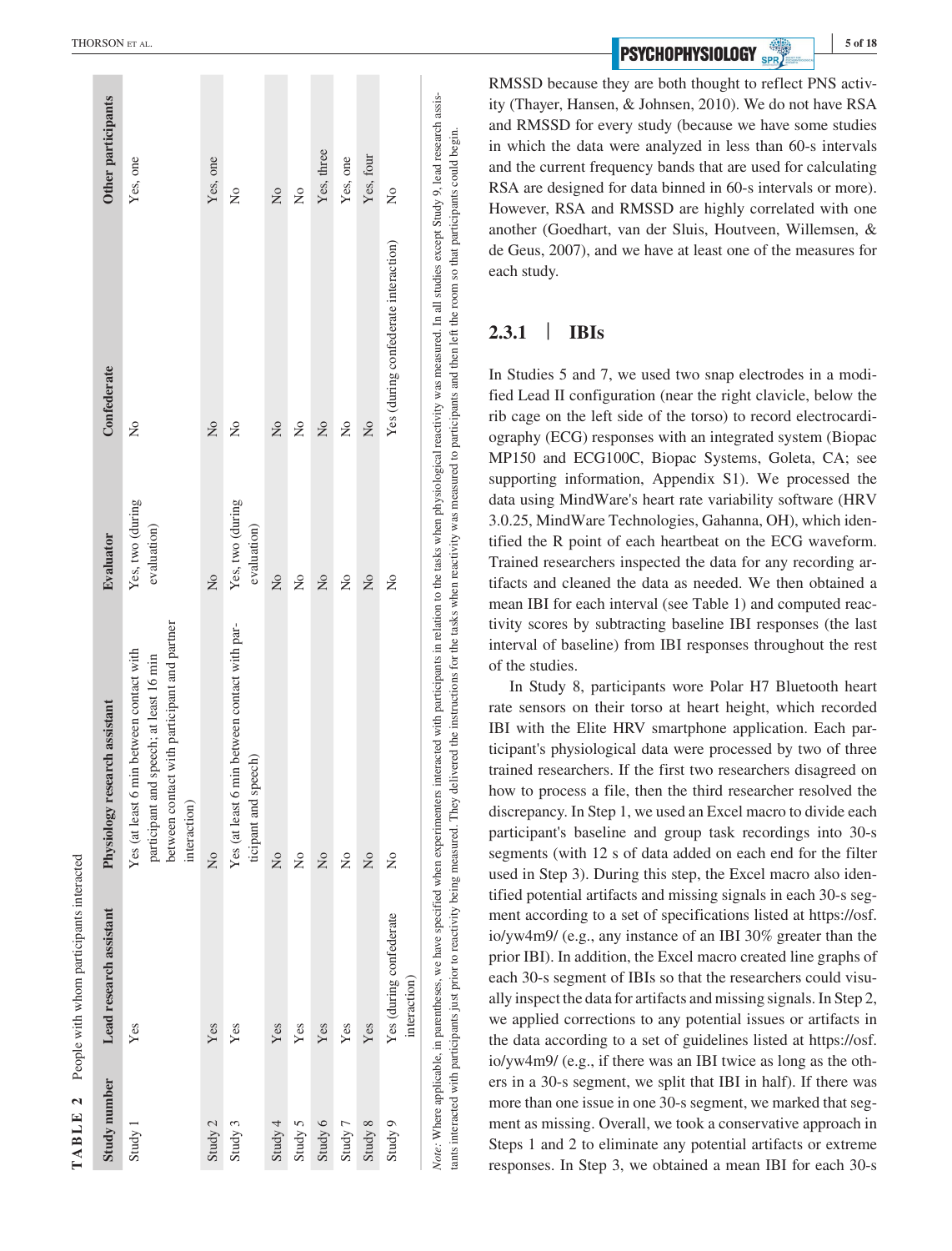**TABLE 2** People with whom participants interacted

| Study number | Lead research assistant | Physiology research assistant | Evaluator | Confederate | Other participants |
|---|---|---|---|---|---|
| Study 1 | Yes | Yes (at least 6 min between contact with participant and speech; at least 16 min between contact with participant and partner interaction) | Yes, two (during evaluation) | No | Yes, one |
| Study 2 | Yes | No | No | No | Yes, one |
| Study 3 | Yes | Yes (at least 6 min between contact with participant and speech) | Yes, two (during evaluation) | No | No |
| Study 4 | Yes | No | No | No | No |
| Study 5 | Yes | No | No | No | No |
| Study 6 | Yes | No | No | No | Yes, three |
| Study 7 | Yes | No | No | No | Yes, one |
| Study 8 | Yes | No | No | No | Yes, four |
| Study 9 | Yes (during confederate interaction) | No | No | Yes (during confederate interaction) | No |

*Note:* Where applicable, in parentheses, we have specified when experimenters interacted with participants in relation to the tasks when physiological reactivity was measured. In all studies except Study 9, lead research assistants interacted with participants just prior to reactivity being measured. They delivered the instructions for the tasks when reactivity was measured to participants and then left the room so that participants could begin.

RMSSD because they are both thought to reflect PNS activity (Thayer, Hansen, & Johnsen, 2010). We do not have RSA and RMSSD for every study (because we have some studies in which the data were analyzed in less than 60-s intervals and the current frequency bands that are used for calculating RSA are designed for data binned in 60-s intervals or more). However, RSA and RMSSD are highly correlated with one another (Goedhart, van der Sluis, Houtveen, Willemsen, & de Geus, 2007), and we have at least one of the measures for each study.

### 2.3.1 | IBIs

In Studies 5 and 7, we used two snap electrodes in a modified Lead II configuration (near the right clavicle, below the rib cage on the left side of the torso) to record electrocardiography (ECG) responses with an integrated system (Biopac MP150 and ECG100C, Biopac Systems, Goleta, CA; see supporting information, Appendix S1). We processed the data using MindWare's heart rate variability software (HRV 3.0.25, MindWare Technologies, Gahanna, OH), which identified the R point of each heartbeat on the ECG waveform. Trained researchers inspected the data for any recording artifacts and cleaned the data as needed. We then obtained a mean IBI for each interval (see Table 1) and computed reactivity scores by subtracting baseline IBI responses (the last interval of baseline) from IBI responses throughout the rest of the studies.

In Study 8, participants wore Polar H7 Bluetooth heart rate sensors on their torso at heart height, which recorded IBI with the Elite HRV smartphone application. Each participant's physiological data were processed by two of three trained researchers. If the first two researchers disagreed on how to process a file, then the third researcher resolved the discrepancy. In Step 1, we used an Excel macro to divide each participant's baseline and group task recordings into 30-s segments (with 12 s of data added on each end for the filter used in Step 3). During this step, the Excel macro also identified potential artifacts and missing signals in each 30-s segment according to a set of specifications listed at https://osf.io/yw4m9/ (e.g., any instance of an IBI 30% greater than the prior IBI). In addition, the Excel macro created line graphs of each 30-s segment of IBIs so that the researchers could visually inspect the data for artifacts and missing signals. In Step 2, we applied corrections to any potential issues or artifacts in the data according to a set of guidelines listed at https://osf.io/yw4m9/ (e.g., if there was an IBI twice as long as the others in a 30-s segment, we split that IBI in half). If there was more than one issue in one 30-s segment, we marked that segment as missing. Overall, we took a conservative approach in Steps 1 and 2 to eliminate any potential artifacts or extreme responses. In Step 3, we obtained a mean IBI for each 30-s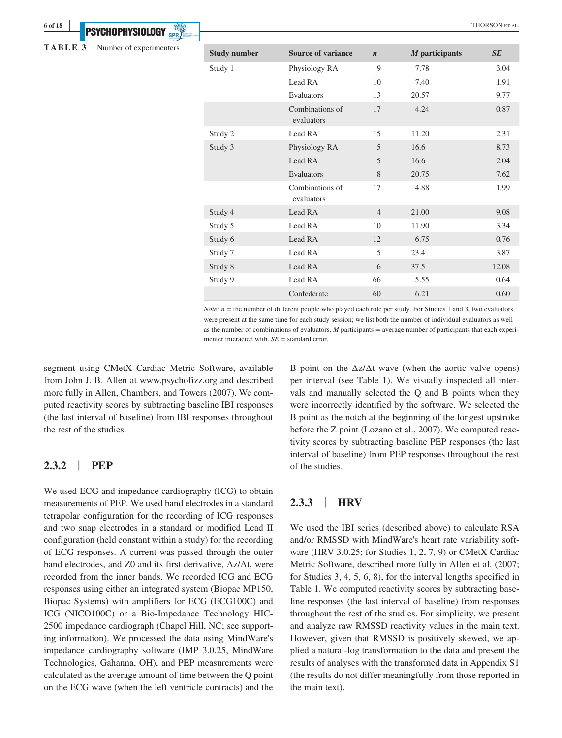**TABLE 3** Number of experimenters

| Study number | Source of variance | *n* | *M* participants | *SE* |
|---|---|---|---|---|
| Study 1 | Physiology RA | 9 | 7.78 | 3.04 |
| | Lead RA | 10 | 7.40 | 1.91 |
| | Evaluators | 13 | 20.57 | 9.77 |
| | Combinations of evaluators | 17 | 4.24 | 0.87 |
| Study 2 | Lead RA | 15 | 11.20 | 2.31 |
| Study 3 | Physiology RA | 5 | 16.6 | 8.73 |
| | Lead RA | 5 | 16.6 | 2.04 |
| | Evaluators | 8 | 20.75 | 7.62 |
| | Combinations of evaluators | 17 | 4.88 | 1.99 |
| Study 4 | Lead RA | 4 | 21.00 | 9.08 |
| Study 5 | Lead RA | 10 | 11.90 | 3.34 |
| Study 6 | Lead RA | 12 | 6.75 | 0.76 |
| Study 7 | Lead RA | 5 | 23.4 | 3.87 |
| Study 8 | Lead RA | 6 | 37.5 | 12.08 |
| Study 9 | Lead RA | 66 | 5.55 | 0.64 |
| | Confederate | 60 | 6.21 | 0.60 |

*Note: n* = the number of different people who played each role per study. For Studies 1 and 3, two evaluators were present at the same time for each study session; we list both the number of individual evaluators as well as the number of combinations of evaluators. *M* participants = average number of participants that each experimenter interacted with. *SE* = standard error.

segment using CMetX Cardiac Metric Software, available from John J. B. Allen at www.psychofizz.org and described more fully in Allen, Chambers, and Towers (2007). We computed reactivity scores by subtracting baseline IBI responses (the last interval of baseline) from IBI responses throughout the rest of the studies.

### 2.3.2 | PEP

We used ECG and impedance cardiography (ICG) to obtain measurements of PEP. We used band electrodes in a standard tetrapolar configuration for the recording of ICG responses and two snap electrodes in a standard or modified Lead II configuration (held constant within a study) for the recording of ECG responses. A current was passed through the outer band electrodes, and Z0 and its first derivative, $\Delta z/\Delta t$, were recorded from the inner bands. We recorded ICG and ECG responses using either an integrated system (Biopac MP150, Biopac Systems) with amplifiers for ECG (ECG100C) and ICG (NICO100C) or a Bio-Impedance Technology HIC-2500 impedance cardiograph (Chapel Hill, NC; see supporting information). We processed the data using MindWare's impedance cardiography software (IMP 3.0.25, MindWare Technologies, Gahanna, OH), and PEP measurements were calculated as the average amount of time between the Q point on the ECG wave (when the left ventricle contracts) and the B point on the $\Delta z/\Delta t$ wave (when the aortic valve opens) per interval (see Table 1). We visually inspected all intervals and manually selected the Q and B points when they were incorrectly identified by the software. We selected the B point as the notch at the beginning of the longest upstroke before the Z point (Lozano et al., 2007). We computed reactivity scores by subtracting baseline PEP responses (the last interval of baseline) from PEP responses throughout the rest of the studies.

### 2.3.3 | HRV

We used the IBI series (described above) to calculate RSA and/or RMSSD with MindWare's heart rate variability software (HRV 3.0.25; for Studies 1, 2, 7, 9) or CMetX Cardiac Metric Software, described more fully in Allen et al. (2007; for Studies 3, 4, 5, 6, 8), for the interval lengths specified in Table 1. We computed reactivity scores by subtracting baseline responses (the last interval of baseline) from responses throughout the rest of the studies. For simplicity, we present and analyze raw RMSSD reactivity values in the main text. However, given that RMSSD is positively skewed, we applied a natural-log transformation to the data and present the results of analyses with the transformed data in Appendix S1 (the results do not differ meaningfully from those reported in the main text).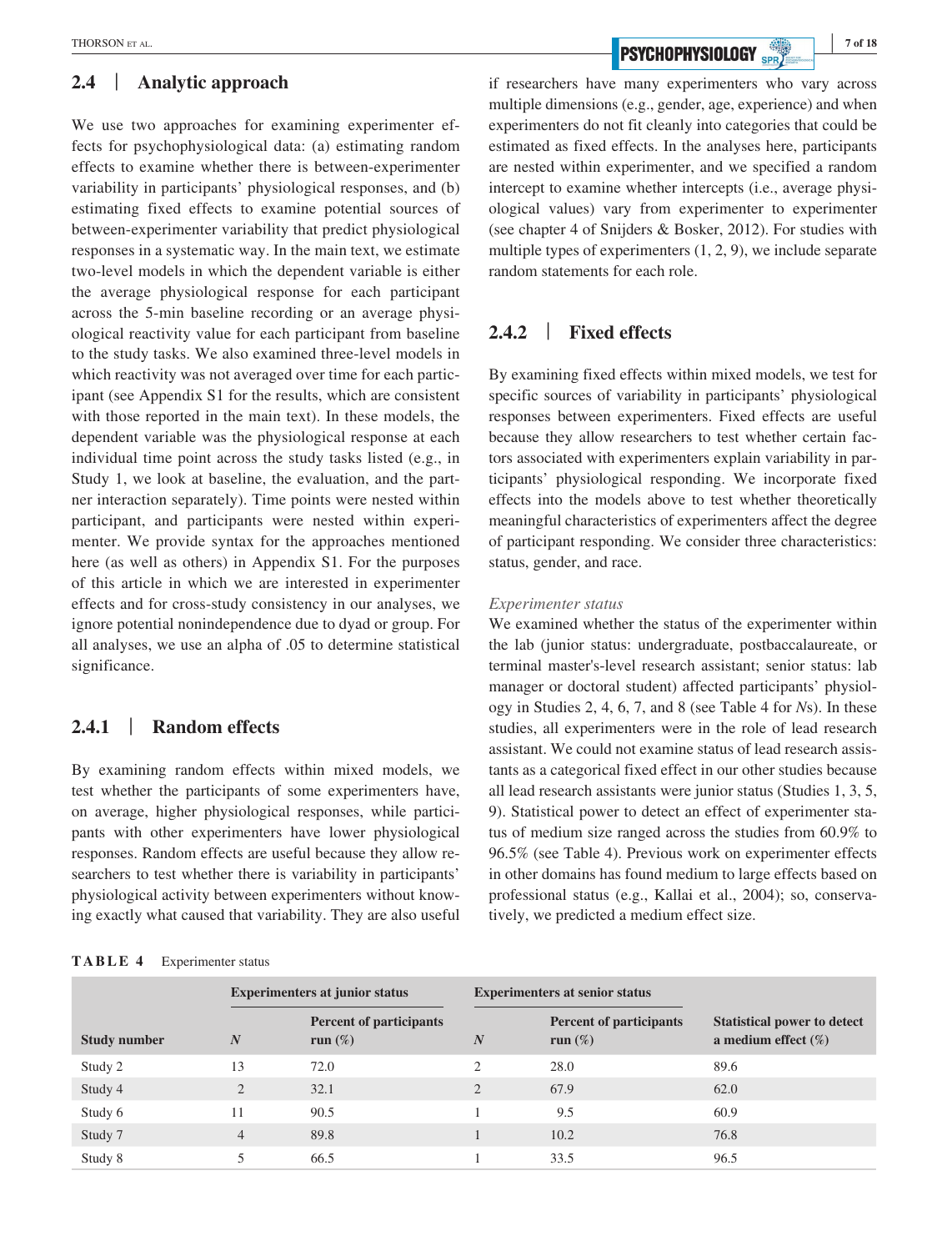## 2.4 | Analytic approach

We use two approaches for examining experimenter effects for psychophysiological data: (a) estimating random effects to examine whether there is between-experimenter variability in participants' physiological responses, and (b) estimating fixed effects to examine potential sources of between-experimenter variability that predict physiological responses in a systematic way. In the main text, we estimate two-level models in which the dependent variable is either the average physiological response for each participant across the 5-min baseline recording or an average physiological reactivity value for each participant from baseline to the study tasks. We also examined three-level models in which reactivity was not averaged over time for each participant (see Appendix S1 for the results, which are consistent with those reported in the main text). In these models, the dependent variable was the physiological response at each individual time point across the study tasks listed (e.g., in Study 1, we look at baseline, the evaluation, and the partner interaction separately). Time points were nested within participant, and participants were nested within experimenter. We provide syntax for the approaches mentioned here (as well as others) in Appendix S1. For the purposes of this article in which we are interested in experimenter effects and for cross-study consistency in our analyses, we ignore potential nonindependence due to dyad or group. For all analyses, we use an alpha of .05 to determine statistical significance.

### 2.4.1 | Random effects

By examining random effects within mixed models, we test whether the participants of some experimenters have, on average, higher physiological responses, while participants with other experimenters have lower physiological responses. Random effects are useful because they allow researchers to test whether there is variability in participants' physiological activity between experimenters without knowing exactly what caused that variability. They are also useful if researchers have many experimenters who vary across multiple dimensions (e.g., gender, age, experience) and when experimenters do not fit cleanly into categories that could be estimated as fixed effects. In the analyses here, participants are nested within experimenter, and we specified a random intercept to examine whether intercepts (i.e., average physiological values) vary from experimenter to experimenter (see chapter 4 of Snijders & Bosker, 2012). For studies with multiple types of experimenters (1, 2, 9), we include separate random statements for each role.

### 2.4.2 | Fixed effects

By examining fixed effects within mixed models, we test for specific sources of variability in participants' physiological responses between experimenters. Fixed effects are useful because they allow researchers to test whether certain factors associated with experimenters explain variability in participants' physiological responding. We incorporate fixed effects into the models above to test whether theoretically meaningful characteristics of experimenters affect the degree of participant responding. We consider three characteristics: status, gender, and race.

*Experimenter status*

We examined whether the status of the experimenter within the lab (junior status: undergraduate, postbaccalaureate, or terminal master's-level research assistant; senior status: lab manager or doctoral student) affected participants' physiology in Studies 2, 4, 6, 7, and 8 (see Table 4 for *N*s). In these studies, all experimenters were in the role of lead research assistant. We could not examine status of lead research assistants as a categorical fixed effect in our other studies because all lead research assistants were junior status (Studies 1, 3, 5, 9). Statistical power to detect an effect of experimenter status of medium size ranged across the studies from 60.9% to 96.5% (see Table 4). Previous work on experimenter effects in other domains has found medium to large effects based on professional status (e.g., Kallai et al., 2004); so, conservatively, we predicted a medium effect size.

**TABLE 4** Experimenter status

| | Experimenters at junior status | | Experimenters at senior status | | |
|---|---|---|---|---|---|
| **Study number** | ***N*** | **Percent of participants run (%)** | ***N*** | **Percent of participants run (%)** | **Statistical power to detect a medium effect (%)** |
| Study 2 | 13 | 72.0 | 2 | 28.0 | 89.6 |
| Study 4 | 2 | 32.1 | 2 | 67.9 | 62.0 |
| Study 6 | 11 | 90.5 | 1 | 9.5 | 60.9 |
| Study 7 | 4 | 89.8 | 1 | 10.2 | 76.8 |
| Study 8 | 5 | 66.5 | 1 | 33.5 | 96.5 |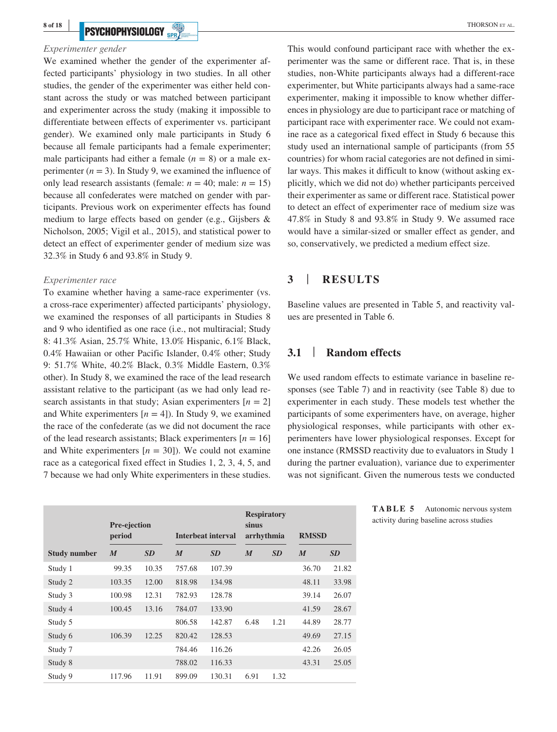*Experimenter gender*

We examined whether the gender of the experimenter affected participants' physiology in two studies. In all other studies, the gender of the experimenter was either held constant across the study or was matched between participant and experimenter across the study (making it impossible to differentiate between effects of experimenter vs. participant gender). We examined only male participants in Study 6 because all female participants had a female experimenter; male participants had either a female ($n = 8$) or a male experimenter ($n = 3$). In Study 9, we examined the influence of only lead research assistants (female: $n = 40$; male: $n = 15$) because all confederates were matched on gender with participants. Previous work on experimenter effects has found medium to large effects based on gender (e.g., Gijsbers & Nicholson, 2005; Vigil et al., 2015), and statistical power to detect an effect of experimenter gender of medium size was 32.3% in Study 6 and 93.8% in Study 9.

*Experimenter race*

To examine whether having a same-race experimenter (vs. a cross-race experimenter) affected participants' physiology, we examined the responses of all participants in Studies 8 and 9 who identified as one race (i.e., not multiracial; Study 8: 41.3% Asian, 25.7% White, 13.0% Hispanic, 6.1% Black, 0.4% Hawaiian or other Pacific Islander, 0.4% other; Study 9: 51.7% White, 40.2% Black, 0.3% Middle Eastern, 0.3% other). In Study 8, we examined the race of the lead research assistant relative to the participant (as we had only lead research assistants in that study; Asian experimenters [$n = 2$] and White experimenters [$n = 4$]). In Study 9, we examined the race of the confederate (as we did not document the race of the lead research assistants; Black experimenters [$n = 16$] and White experimenters [$n = 30$]). We could not examine race as a categorical fixed effect in Studies 1, 2, 3, 4, 5, and 7 because we had only White experimenters in these studies. This would confound participant race with whether the experimenter was the same or different race. That is, in these studies, non-White participants always had a different-race experimenter, but White participants always had a same-race experimenter, making it impossible to know whether differences in physiology are due to participant race or matching of participant race with experimenter race. We could not examine race as a categorical fixed effect in Study 6 because this study used an international sample of participants (from 55 countries) for whom racial categories are not defined in similar ways. This makes it difficult to know (without asking explicitly, which we did not do) whether participants perceived their experimenter as same or different race. Statistical power to detect an effect of experimenter race of medium size was 47.8% in Study 8 and 93.8% in Study 9. We assumed race would have a similar-sized or smaller effect as gender, and so, conservatively, we predicted a medium effect size.

# 3 | RESULTS

Baseline values are presented in Table 5, and reactivity values are presented in Table 6.

## 3.1 | Random effects

We used random effects to estimate variance in baseline responses (see Table 7) and in reactivity (see Table 8) due to experimenter in each study. These models test whether the participants of some experimenters have, on average, higher physiological responses, while participants with other experimenters have lower physiological responses. Except for one instance (RMSSD reactivity due to evaluators in Study 1 during the partner evaluation), variance due to experimenter was not significant. Given the numerous tests we conducted

**TABLE 5** Autonomic nervous system activity during baseline across studies

| | Pre-ejection period | | Interbeat interval | | Respiratory sinus arrhythmia | | RMSSD | |
|---|---|---|---|---|---|---|---|---|
| **Study number** | *M* | *SD* | *M* | *SD* | *M* | *SD* | *M* | *SD* |
| Study 1 | 99.35 | 10.35 | 757.68 | 107.39 | | | 36.70 | 21.82 |
| Study 2 | 103.35 | 12.00 | 818.98 | 134.98 | | | 48.11 | 33.98 |
| Study 3 | 100.98 | 12.31 | 782.93 | 128.78 | | | 39.14 | 26.07 |
| Study 4 | 100.45 | 13.16 | 784.07 | 133.90 | | | 41.59 | 28.67 |
| Study 5 | | | 806.58 | 142.87 | 6.48 | 1.21 | 44.89 | 28.77 |
| Study 6 | 106.39 | 12.25 | 820.42 | 128.53 | | | 49.69 | 27.15 |
| Study 7 | | | 784.46 | 116.26 | | | 42.26 | 26.05 |
| Study 8 | | | 788.02 | 116.33 | | | 43.31 | 25.05 |
| Study 9 | 117.96 | 11.91 | 899.09 | 130.31 | 6.91 | 1.32 | | |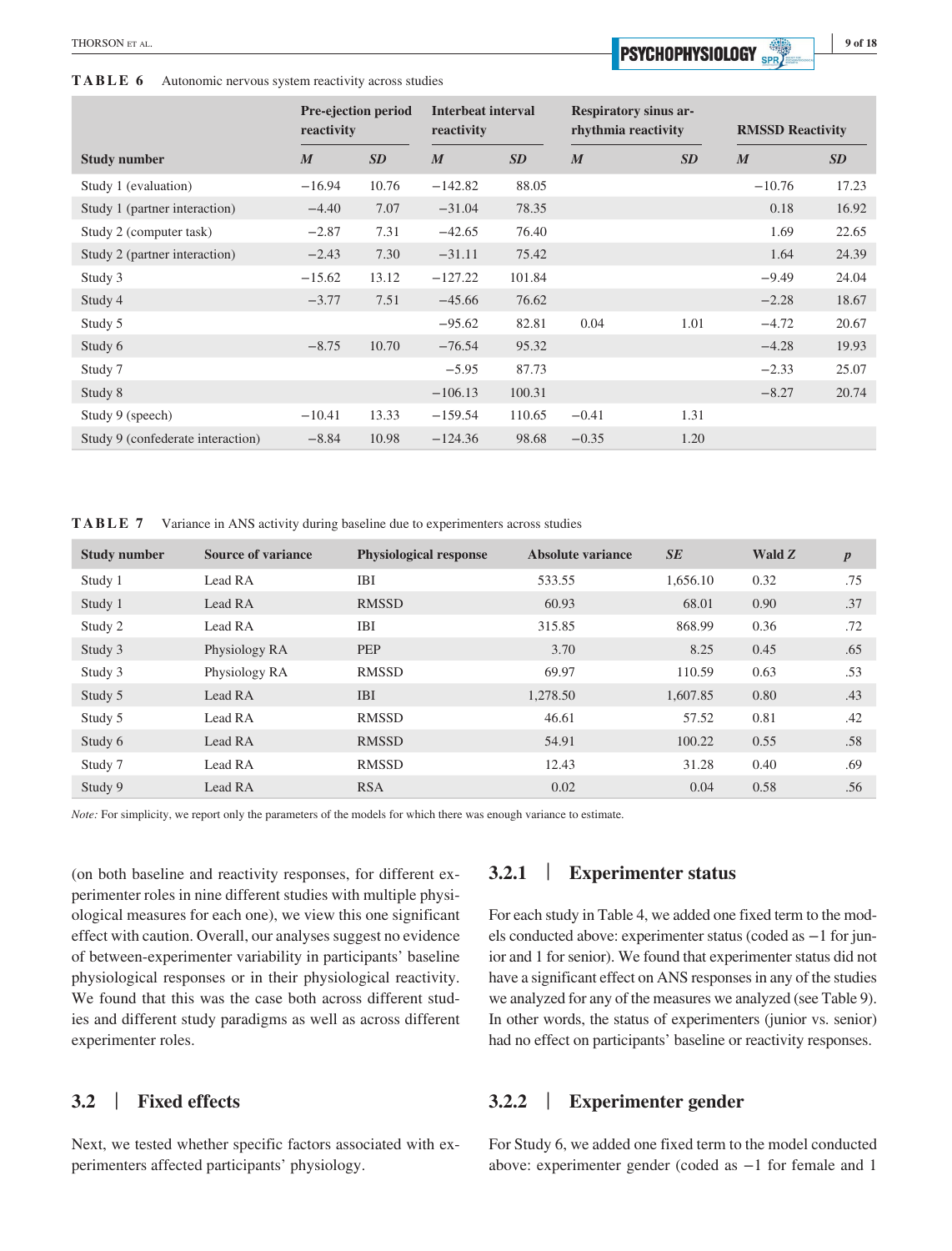**TABLE 6** Autonomic nervous system reactivity across studies

| Study number | Pre-ejection period reactivity | | Interbeat interval reactivity | | Respiratory sinus arrhythmia reactivity | | RMSSD Reactivity | |
|---|---|---|---|---|---|---|---|---|
| | *M* | *SD* | *M* | *SD* | *M* | *SD* | *M* | *SD* |
| Study 1 (evaluation) | −16.94 | 10.76 | −142.82 | 88.05 | | | −10.76 | 17.23 |
| Study 1 (partner interaction) | −4.40 | 7.07 | −31.04 | 78.35 | | | 0.18 | 16.92 |
| Study 2 (computer task) | −2.87 | 7.31 | −42.65 | 76.40 | | | 1.69 | 22.65 |
| Study 2 (partner interaction) | −2.43 | 7.30 | −31.11 | 75.42 | | | 1.64 | 24.39 |
| Study 3 | −15.62 | 13.12 | −127.22 | 101.84 | | | −9.49 | 24.04 |
| Study 4 | −3.77 | 7.51 | −45.66 | 76.62 | | | −2.28 | 18.67 |
| Study 5 | | | −95.62 | 82.81 | 0.04 | 1.01 | −4.72 | 20.67 |
| Study 6 | −8.75 | 10.70 | −76.54 | 95.32 | | | −4.28 | 19.93 |
| Study 7 | | | −5.95 | 87.73 | | | −2.33 | 25.07 |
| Study 8 | | | −106.13 | 100.31 | | | −8.27 | 20.74 |
| Study 9 (speech) | −10.41 | 13.33 | −159.54 | 110.65 | −0.41 | 1.31 | | |
| Study 9 (confederate interaction) | −8.84 | 10.98 | −124.36 | 98.68 | −0.35 | 1.20 | | |

**TABLE 7** Variance in ANS activity during baseline due to experimenters across studies

| Study number | Source of variance | Physiological response | Absolute variance | *SE* | Wald *Z* | *p* |
|---|---|---|---|---|---|---|
| Study 1 | Lead RA | IBI | 533.55 | 1,656.10 | 0.32 | .75 |
| Study 1 | Lead RA | RMSSD | 60.93 | 68.01 | 0.90 | .37 |
| Study 2 | Lead RA | IBI | 315.85 | 868.99 | 0.36 | .72 |
| Study 3 | Physiology RA | PEP | 3.70 | 8.25 | 0.45 | .65 |
| Study 3 | Physiology RA | RMSSD | 69.97 | 110.59 | 0.63 | .53 |
| Study 5 | Lead RA | IBI | 1,278.50 | 1,607.85 | 0.80 | .43 |
| Study 5 | Lead RA | RMSSD | 46.61 | 57.52 | 0.81 | .42 |
| Study 6 | Lead RA | RMSSD | 54.91 | 100.22 | 0.55 | .58 |
| Study 7 | Lead RA | RMSSD | 12.43 | 31.28 | 0.40 | .69 |
| Study 9 | Lead RA | RSA | 0.02 | 0.04 | 0.58 | .56 |

*Note:* For simplicity, we report only the parameters of the models for which there was enough variance to estimate.

(on both baseline and reactivity responses, for different experimenter roles in nine different studies with multiple physiological measures for each one), we view this one significant effect with caution. Overall, our analyses suggest no evidence of between-experimenter variability in participants' baseline physiological responses or in their physiological reactivity. We found that this was the case both across different studies and different study paradigms as well as across different experimenter roles.

## 3.2 | Fixed effects

Next, we tested whether specific factors associated with experimenters affected participants' physiology.

### 3.2.1 | Experimenter status

For each study in Table 4, we added one fixed term to the models conducted above: experimenter status (coded as −1 for junior and 1 for senior). We found that experimenter status did not have a significant effect on ANS responses in any of the studies we analyzed for any of the measures we analyzed (see Table 9). In other words, the status of experimenters (junior vs. senior) had no effect on participants' baseline or reactivity responses.

### 3.2.2 | Experimenter gender

For Study 6, we added one fixed term to the model conducted above: experimenter gender (coded as −1 for female and 1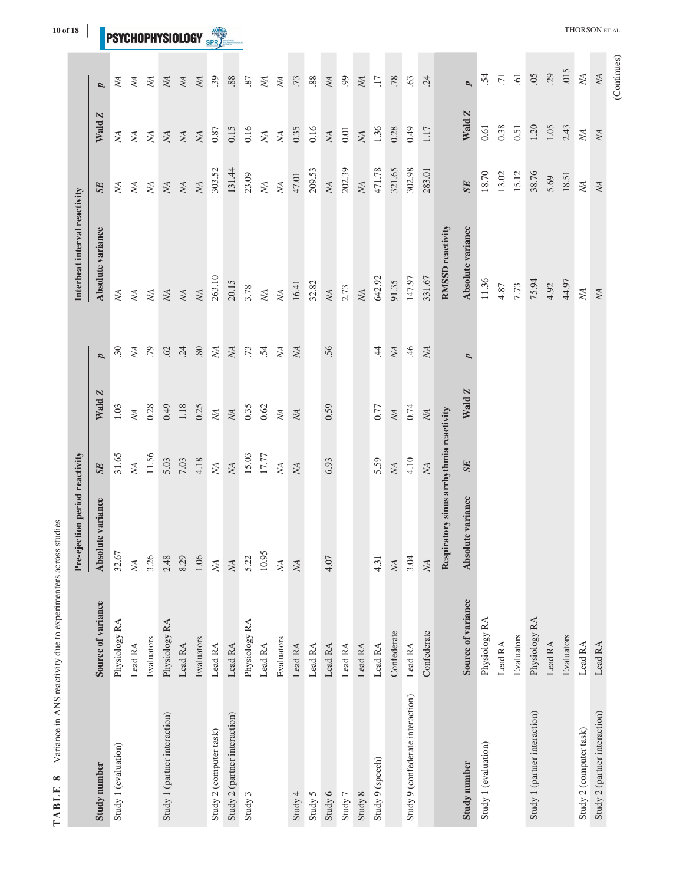**TABLE 8** Variance in ANS reactivity due to experimenters across studies

| Study number | Source of variance | Pre-ejection period reactivity | | | | Interbeat interval reactivity | | | |
|---|---|---|---|---|---|---|---|---|---|
| | | *Absolute variance* | *SE* | *Wald Z* | *p* | *Absolute variance* | *SE* | *Wald Z* | *p* |
| Study 1 (evaluation) | Physiology RA | 32.67 | 31.65 | 1.03 | .30 | *NA* | *NA* | *NA* | *NA* |
| | Lead RA | *NA* | *NA* | *NA* | *NA* | *NA* | *NA* | *NA* | *NA* |
| | Evaluators | 3.26 | 11.56 | 0.28 | .79 | *NA* | *NA* | *NA* | *NA* |
| Study 1 (partner interaction) | Physiology RA | 2.48 | 5.03 | 0.49 | .62 | *NA* | *NA* | *NA* | *NA* |
| | Lead RA | 8.29 | 7.03 | 1.18 | .24 | *NA* | *NA* | *NA* | *NA* |
| | Evaluators | 1.06 | 4.18 | 0.25 | .80 | *NA* | *NA* | *NA* | *NA* |
| Study 2 (computer task) | Lead RA | *NA* | *NA* | *NA* | *NA* | 263.10 | 303.52 | 0.87 | .39 |
| Study 2 (partner interaction) | Lead RA | *NA* | *NA* | *NA* | *NA* | 20.15 | 131.44 | 0.15 | .88 |
| Study 3 | Physiology RA | 5.22 | 15.03 | 0.35 | .73 | 3.78 | 23.09 | 0.16 | .87 |
| | Lead RA | 10.95 | 17.77 | 0.62 | .54 | *NA* | *NA* | *NA* | *NA* |
| | Evaluators | *NA* | *NA* | *NA* | *NA* | *NA* | *NA* | *NA* | *NA* |
| Study 4 | Lead RA | *NA* | *NA* | *NA* | *NA* | 16.41 | 47.01 | 0.35 | .73 |
| Study 5 | Lead RA | | | | | 32.82 | 209.53 | 0.16 | .88 |
| Study 6 | Lead RA | 4.07 | 6.93 | 0.59 | .56 | *NA* | *NA* | *NA* | *NA* |
| Study 7 | Lead RA | | | | | 2.73 | 202.39 | 0.01 | .99 |
| Study 8 | Lead RA | | | | | *NA* | *NA* | *NA* | *NA* |
| Study 9 (speech) | Lead RA | 4.31 | 5.59 | 0.77 | .44 | 642.92 | 471.78 | 1.36 | .17 |
| | Confederate | *NA* | *NA* | *NA* | *NA* | 91.35 | 321.65 | 0.28 | .78 |
| Study 9 (confederate interaction) | Lead RA | 3.04 | 4.10 | 0.74 | .46 | 147.97 | 302.98 | 0.49 | .63 |
| | Confederate | *NA* | *NA* | *NA* | *NA* | 331.67 | 283.01 | 1.17 | .24 |
| | | **Respiratory sinus arrhythmia reactivity** | | | | **RMSSD reactivity** | | | |
| **Study number** | **Source of variance** | *Absolute variance* | *SE* | *Wald Z* | *p* | *Absolute variance* | *SE* | *Wald Z* | *p* |
| Study 1 (evaluation) | Physiology RA | | | | | 11.36 | 18.70 | 0.61 | .54 |
| | Lead RA | | | | | 4.87 | 13.02 | 0.38 | .71 |
| | Evaluators | | | | | 7.73 | 15.12 | 0.51 | .61 |
| Study 1 (partner interaction) | Physiology RA | | | | | 75.94 | 38.76 | 1.20 | .05 |
| | Lead RA | | | | | 4.92 | 5.69 | 1.05 | .29 |
| | Evaluators | | | | | 44.97 | 18.51 | 2.43 | .015 |
| Study 2 (computer task) | Lead RA | | | | | *NA* | *NA* | *NA* | *NA* |
| Study 2 (partner interaction) | Lead RA | | | | | *NA* | *NA* | *NA* | *NA* |

(Continues)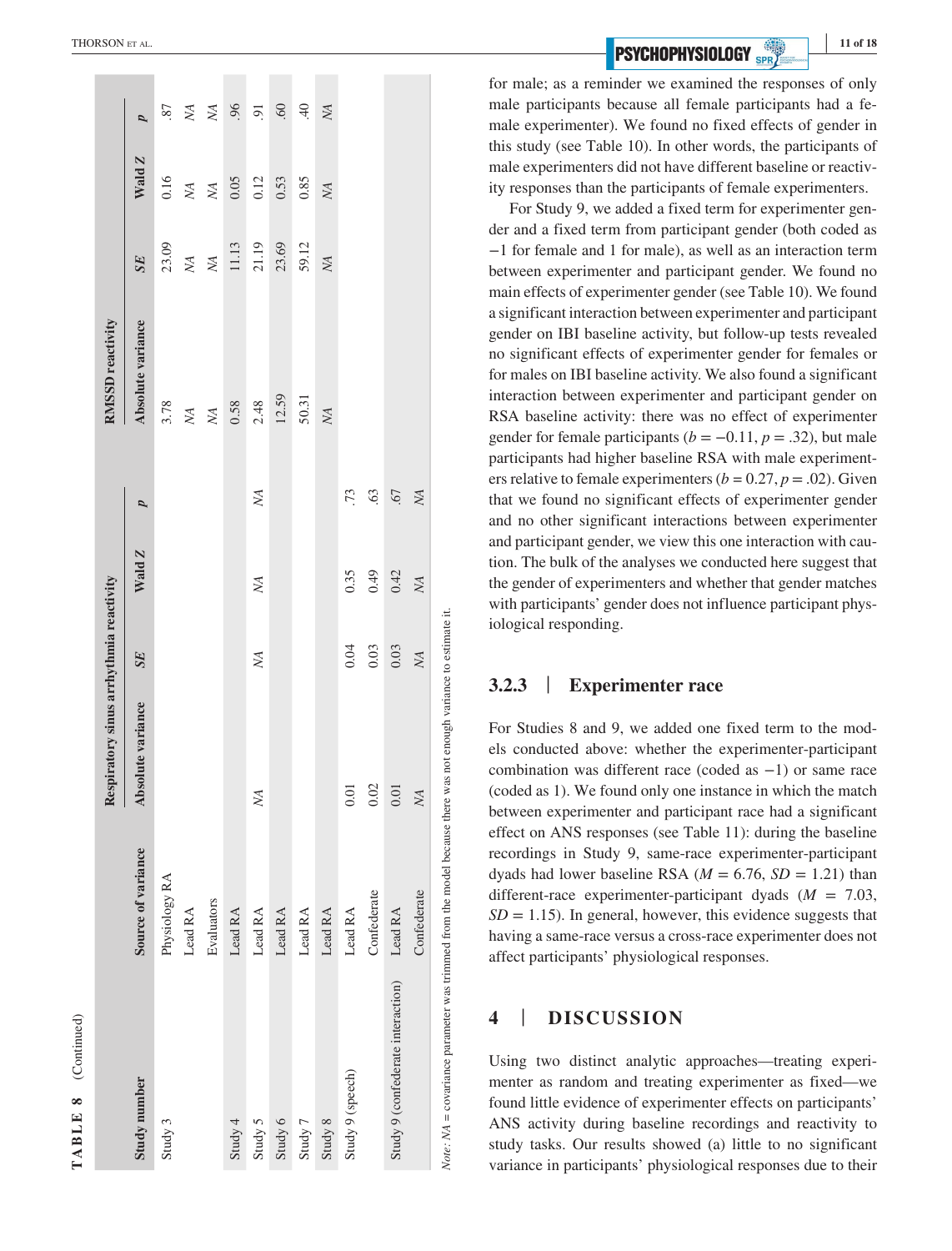**TABLE 8** (Continued)

| Study number | Source of variance | Respiratory sinus arrhythmia reactivity | | | | RMSSD reactivity | | | |
|---|---|---|---|---|---|---|---|---|---|
| | | Absolute variance | *SE* | Wald *Z* | *p* | Absolute variance | *SE* | Wald *Z* | *p* |
| Study 3 | Physiology RA | | | | | 3.78 | 23.09 | 0.16 | .87 |
| | Lead RA | | | | | *NA* | *NA* | *NA* | *NA* |
| | Evaluators | | | | | *NA* | *NA* | *NA* | *NA* |
| Study 4 | Lead RA | | | | | 0.58 | 11.13 | 0.05 | .96 |
| Study 5 | Lead RA | *NA* | *NA* | *NA* | *NA* | 2.48 | 21.19 | 0.12 | .91 |
| Study 6 | Lead RA | | | | | 12.59 | 23.69 | 0.53 | .60 |
| Study 7 | Lead RA | | | | | 50.31 | 59.12 | 0.85 | .40 |
| Study 8 | Lead RA | | | | | *NA* | *NA* | *NA* | *NA* |
| Study 9 (speech) | Lead RA | 0.01 | 0.04 | 0.35 | .73 | | | | |
| | Confederate | 0.02 | 0.03 | 0.49 | .63 | | | | |
| Study 9 (confederate interaction) | Lead RA | 0.01 | 0.03 | 0.42 | .67 | | | | |
| | Confederate | *NA* | *NA* | *NA* | *NA* | | | | |

*Note: NA* = covariance parameter was trimmed from the model because there was not enough variance to estimate it.

for male; as a reminder we examined the responses of only male participants because all female participants had a female experimenter). We found no fixed effects of gender in this study (see Table 10). In other words, the participants of male experimenters did not have different baseline or reactivity responses than the participants of female experimenters.

For Study 9, we added a fixed term for experimenter gender and a fixed term from participant gender (both coded as −1 for female and 1 for male), as well as an interaction term between experimenter and participant gender. We found no main effects of experimenter gender (see Table 10). We found a significant interaction between experimenter and participant gender on IBI baseline activity, but follow-up tests revealed no significant effects of experimenter gender for females or for males on IBI baseline activity. We also found a significant interaction between experimenter and participant gender on RSA baseline activity: there was no effect of experimenter gender for female participants ($b = -0.11$, $p = .32$), but male participants had higher baseline RSA with male experimenters relative to female experimenters ($b = 0.27$, $p = .02$). Given that we found no significant effects of experimenter gender and no other significant interactions between experimenter and participant gender, we view this one interaction with caution. The bulk of the analyses we conducted here suggest that the gender of experimenters and whether that gender matches with participants' gender does not influence participant physiological responding.

### 3.2.3 | Experimenter race

For Studies 8 and 9, we added one fixed term to the models conducted above: whether the experimenter-participant combination was different race (coded as −1) or same race (coded as 1). We found only one instance in which the match between experimenter and participant race had a significant effect on ANS responses (see Table 11): during the baseline recordings in Study 9, same-race experimenter-participant dyads had lower baseline RSA ($M$ = 6.76, $SD$ = 1.21) than different-race experimenter-participant dyads ($M$ = 7.03, $SD$ = 1.15). In general, however, this evidence suggests that having a same-race versus a cross-race experimenter does not affect participants' physiological responses.

## 4 | DISCUSSION

Using two distinct analytic approaches—treating experimenter as random and treating experimenter as fixed—we found little evidence of experimenter effects on participants' ANS activity during baseline recordings and reactivity to study tasks. Our results showed (a) little to no significant variance in participants' physiological responses due to their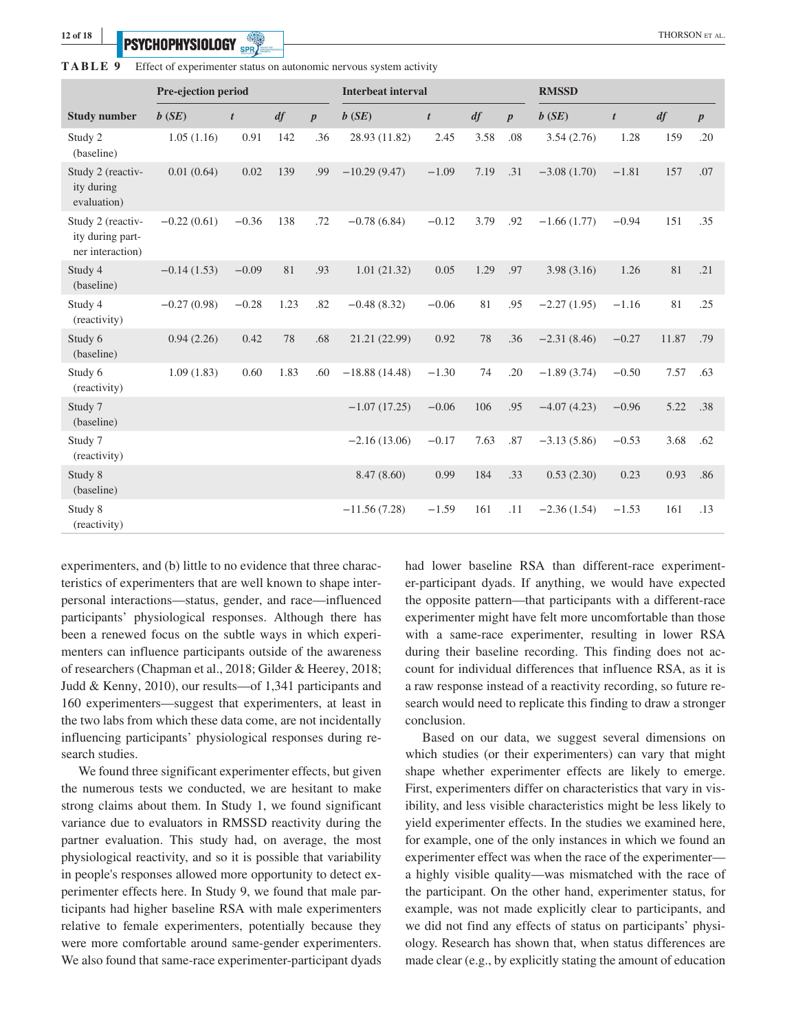**TABLE 9** Effect of experimenter status on autonomic nervous system activity

| | Pre-ejection period | | | | Interbeat interval | | | | RMSSD | | | |
|---|---|---|---|---|---|---|---|---|---|---|---|---|
| **Study number** | ***b* (*SE*)** | ***t*** | ***df*** | ***p*** | ***b* (*SE*)** | ***t*** | ***df*** | ***p*** | ***b* (*SE*)** | ***t*** | ***df*** | ***p*** |
| Study 2 (baseline) | 1.05 (1.16) | 0.91 | 142 | .36 | 28.93 (11.82) | 2.45 | 3.58 | .08 | 3.54 (2.76) | 1.28 | 159 | .20 |
| Study 2 (reactivity during evaluation) | 0.01 (0.64) | 0.02 | 139 | .99 | −10.29 (9.47) | −1.09 | 7.19 | .31 | −3.08 (1.70) | −1.81 | 157 | .07 |
| Study 2 (reactivity during partner interaction) | −0.22 (0.61) | −0.36 | 138 | .72 | −0.78 (6.84) | −0.12 | 3.79 | .92 | −1.66 (1.77) | −0.94 | 151 | .35 |
| Study 4 (baseline) | −0.14 (1.53) | −0.09 | 81 | .93 | 1.01 (21.32) | 0.05 | 1.29 | .97 | 3.98 (3.16) | 1.26 | 81 | .21 |
| Study 4 (reactivity) | −0.27 (0.98) | −0.28 | 1.23 | .82 | −0.48 (8.32) | −0.06 | 81 | .95 | −2.27 (1.95) | −1.16 | 81 | .25 |
| Study 6 (baseline) | 0.94 (2.26) | 0.42 | 78 | .68 | 21.21 (22.99) | 0.92 | 78 | .36 | −2.31 (8.46) | −0.27 | 11.87 | .79 |
| Study 6 (reactivity) | 1.09 (1.83) | 0.60 | 1.83 | .60 | −18.88 (14.48) | −1.30 | 74 | .20 | −1.89 (3.74) | −0.50 | 7.57 | .63 |
| Study 7 (baseline) | | | | | −1.07 (17.25) | −0.06 | 106 | .95 | −4.07 (4.23) | −0.96 | 5.22 | .38 |
| Study 7 (reactivity) | | | | | −2.16 (13.06) | −0.17 | 7.63 | .87 | −3.13 (5.86) | −0.53 | 3.68 | .62 |
| Study 8 (baseline) | | | | | 8.47 (8.60) | 0.99 | 184 | .33 | 0.53 (2.30) | 0.23 | 0.93 | .86 |
| Study 8 (reactivity) | | | | | −11.56 (7.28) | −1.59 | 161 | .11 | −2.36 (1.54) | −1.53 | 161 | .13 |

experimenters, and (b) little to no evidence that three characteristics of experimenters that are well known to shape interpersonal interactions—status, gender, and race—influenced participants' physiological responses. Although there has been a renewed focus on the subtle ways in which experimenters can influence participants outside of the awareness of researchers (Chapman et al., 2018; Gilder & Heerey, 2018; Judd & Kenny, 2010), our results—of 1,341 participants and 160 experimenters—suggest that experimenters, at least in the two labs from which these data come, are not incidentally influencing participants' physiological responses during research studies.

We found three significant experimenter effects, but given the numerous tests we conducted, we are hesitant to make strong claims about them. In Study 1, we found significant variance due to evaluators in RMSSD reactivity during the partner evaluation. This study had, on average, the most physiological reactivity, and so it is possible that variability in people's responses allowed more opportunity to detect experimenter effects here. In Study 9, we found that male participants had higher baseline RSA with male experimenters relative to female experimenters, potentially because they were more comfortable around same-gender experimenters. We also found that same-race experimenter-participant dyads had lower baseline RSA than different-race experimenter-participant dyads. If anything, we would have expected the opposite pattern—that participants with a different-race experimenter might have felt more uncomfortable than those with a same-race experimenter, resulting in lower RSA during their baseline recording. This finding does not account for individual differences that influence RSA, as it is a raw response instead of a reactivity recording, so future research would need to replicate this finding to draw a stronger conclusion.

Based on our data, we suggest several dimensions on which studies (or their experimenters) can vary that might shape whether experimenter effects are likely to emerge. First, experimenters differ on characteristics that vary in visibility, and less visible characteristics might be less likely to yield experimenter effects. In the studies we examined here, for example, one of the only instances in which we found an experimenter effect was when the race of the experimenter—a highly visible quality—was mismatched with the race of the participant. On the other hand, experimenter status, for example, was not made explicitly clear to participants, and we did not find any effects of status on participants' physiology. Research has shown that, when status differences are made clear (e.g., by explicitly stating the amount of education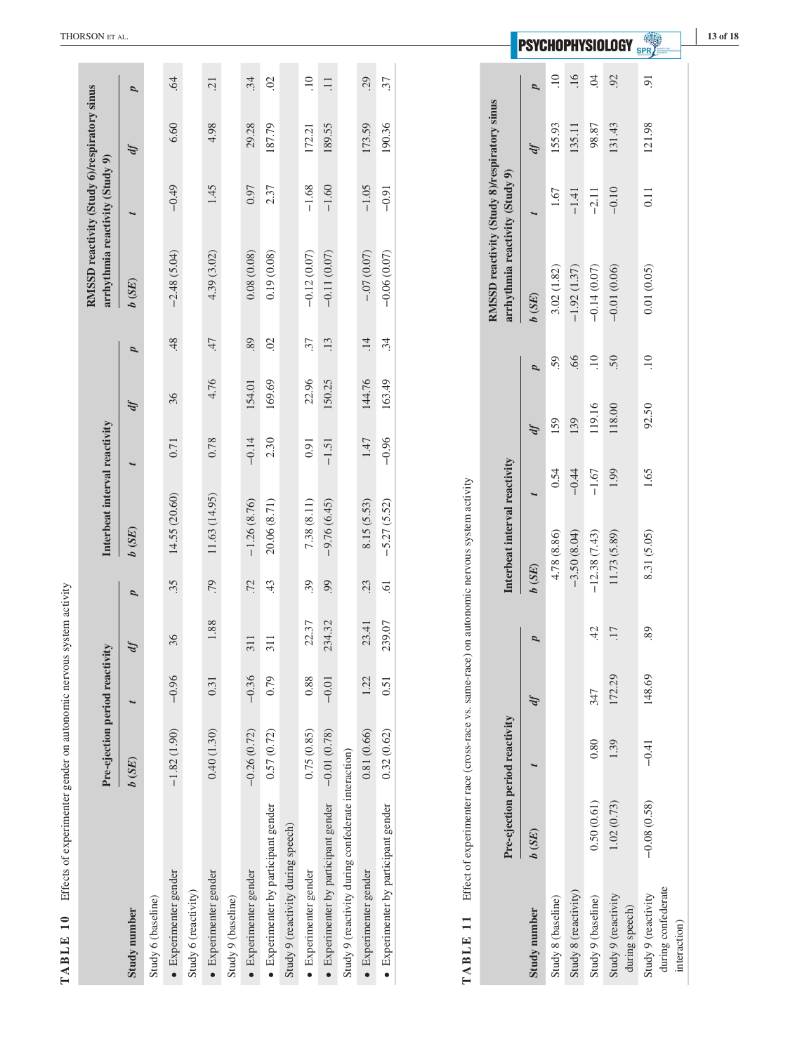**TABLE 10** Effects of experimenter gender on autonomic nervous system activity

| Study number | Pre-ejection period reactivity | | | | Interbeat interval reactivity | | | | RMSSD reactivity (Study 6)/respiratory sinus arrhythmia reactivity (Study 9) | | | |
|---|---|---|---|---|---|---|---|---|---|---|---|---|
| | *b* (*SE*) | *t* | *df* | *p* | *b* (*SE*) | *t* | *df* | *p* | *b* (*SE*) | *t* | *df* | *p* |
| Study 6 (baseline) | | | | | | | | | | | | |
| • Experimenter gender | −1.82 (1.90) | −0.96 | 36 | .35 | 14.55 (20.60) | 0.71 | 36 | .48 | −2.48 (5.04) | −0.49 | 6.60 | .64 |
| Study 6 (reactivity) | | | | | | | | | | | | |
| • Experimenter gender | 0.40 (1.30) | 0.31 | 1.88 | .79 | 11.63 (14.95) | 0.78 | 4.76 | .47 | 4.39 (3.02) | 1.45 | 4.98 | .21 |
| Study 9 (baseline) | | | | | | | | | | | | |
| • Experimenter gender | −0.26 (0.72) | −0.36 | 311 | .72 | −1.26 (8.76) | −0.14 | 154.01 | .89 | 0.08 (0.08) | 0.97 | 29.28 | .34 |
| • Experimenter by participant gender | 0.57 (0.72) | 0.79 | 311 | .43 | 20.06 (8.71) | 2.30 | 169.69 | .02 | 0.19 (0.08) | 2.37 | 187.79 | .02 |
| Study 9 (reactivity during speech) | | | | | | | | | | | | |
| • Experimenter gender | 0.75 (0.85) | 0.88 | 22.37 | .39 | 7.38 (8.11) | 0.91 | 22.96 | .37 | −0.12 (0.07) | −1.68 | 172.21 | .10 |
| • Experimenter by participant gender | −0.01 (0.78) | −0.01 | 234.32 | .99 | −9.76 (6.45) | −1.51 | 150.25 | .13 | −0.11 (0.07) | −1.60 | 189.55 | .11 |
| Study 9 (reactivity during confederate interaction) | | | | | | | | | | | | |
| • Experimenter gender | 0.81 (0.66) | 1.22 | 23.41 | .23 | 8.15 (5.53) | 1.47 | 144.76 | .14 | −.07 (0.07) | −1.05 | 173.59 | .29 |
| • Experimenter by participant gender | 0.32 (0.62) | 0.51 | 239.07 | .61 | −5.27 (5.52) | −0.96 | 163.49 | .34 | −0.06 (0.07) | −0.91 | 190.36 | .37 |

**TABLE 11** Effect of experimenter race (cross-race vs. same-race) on autonomic nervous system activity

| Study number | Pre-ejection period reactivity | | | | Interbeat interval reactivity | | | | RMSSD reactivity (Study 8)/respiratory sinus arrhythmia reactivity (Study 9) | | | |
|---|---|---|---|---|---|---|---|---|---|---|---|---|
| | *b* (*SE*) | *t* | *df* | *p* | *b* (*SE*) | *t* | *df* | *p* | *b* (*SE*) | *t* | *df* | *p* |
| Study 8 (baseline) | | | | | 4.78 (8.86) | 0.54 | 159 | .59 | 3.02 (1.82) | 1.67 | 155.93 | .10 |
| Study 8 (reactivity) | | | | | −3.50 (8.04) | −0.44 | 139 | .66 | −1.92 (1.37) | −1.41 | 135.11 | .16 |
| Study 9 (baseline) | 0.50 (0.61) | 0.80 | 347 | .42 | −12.38 (7.43) | −1.67 | 119.16 | .10 | −0.14 (0.07) | −2.11 | 98.87 | .04 |
| Study 9 (reactivity during speech) | 1.02 (0.73) | 1.39 | 172.29 | .17 | 11.73 (5.89) | 1.99 | 118.00 | .50 | −0.01 (0.06) | −0.10 | 131.43 | .92 |
| Study 9 (reactivity during confederate interaction) | −0.08 (0.58) | −0.41 | 148.69 | .89 | 8.31 (5.05) | 1.65 | 92.50 | .10 | 0.01 (0.05) | 0.11 | 121.98 | .91 |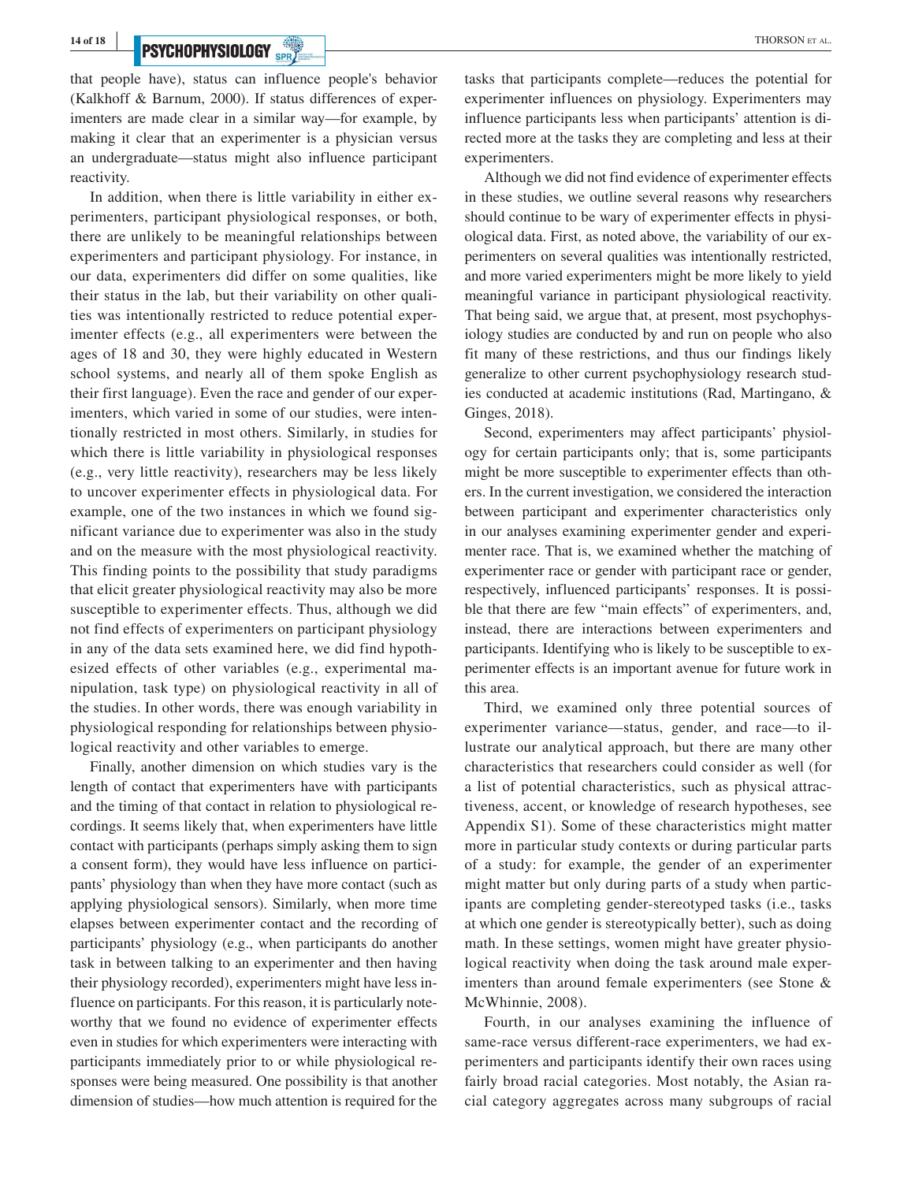that people have), status can influence people's behavior (Kalkhoff & Barnum, 2000). If status differences of experimenters are made clear in a similar way—for example, by making it clear that an experimenter is a physician versus an undergraduate—status might also influence participant reactivity.

In addition, when there is little variability in either experimenters, participant physiological responses, or both, there are unlikely to be meaningful relationships between experimenters and participant physiology. For instance, in our data, experimenters did differ on some qualities, like their status in the lab, but their variability on other qualities was intentionally restricted to reduce potential experimenter effects (e.g., all experimenters were between the ages of 18 and 30, they were highly educated in Western school systems, and nearly all of them spoke English as their first language). Even the race and gender of our experimenters, which varied in some of our studies, were intentionally restricted in most others. Similarly, in studies for which there is little variability in physiological responses (e.g., very little reactivity), researchers may be less likely to uncover experimenter effects in physiological data. For example, one of the two instances in which we found significant variance due to experimenter was also in the study and on the measure with the most physiological reactivity. This finding points to the possibility that study paradigms that elicit greater physiological reactivity may also be more susceptible to experimenter effects. Thus, although we did not find effects of experimenters on participant physiology in any of the data sets examined here, we did find hypothesized effects of other variables (e.g., experimental manipulation, task type) on physiological reactivity in all of the studies. In other words, there was enough variability in physiological responding for relationships between physiological reactivity and other variables to emerge.

Finally, another dimension on which studies vary is the length of contact that experimenters have with participants and the timing of that contact in relation to physiological recordings. It seems likely that, when experimenters have little contact with participants (perhaps simply asking them to sign a consent form), they would have less influence on participants' physiology than when they have more contact (such as applying physiological sensors). Similarly, when more time elapses between experimenter contact and the recording of participants' physiology (e.g., when participants do another task in between talking to an experimenter and then having their physiology recorded), experimenters might have less influence on participants. For this reason, it is particularly noteworthy that we found no evidence of experimenter effects even in studies for which experimenters were interacting with participants immediately prior to or while physiological responses were being measured. One possibility is that another dimension of studies—how much attention is required for the tasks that participants complete—reduces the potential for experimenter influences on physiology. Experimenters may influence participants less when participants' attention is directed more at the tasks they are completing and less at their experimenters.

Although we did not find evidence of experimenter effects in these studies, we outline several reasons why researchers should continue to be wary of experimenter effects in physiological data. First, as noted above, the variability of our experimenters on several qualities was intentionally restricted, and more varied experimenters might be more likely to yield meaningful variance in participant physiological reactivity. That being said, we argue that, at present, most psychophysiology studies are conducted by and run on people who also fit many of these restrictions, and thus our findings likely generalize to other current psychophysiology research studies conducted at academic institutions (Rad, Martingano, & Ginges, 2018).

Second, experimenters may affect participants' physiology for certain participants only; that is, some participants might be more susceptible to experimenter effects than others. In the current investigation, we considered the interaction between participant and experimenter characteristics only in our analyses examining experimenter gender and experimenter race. That is, we examined whether the matching of experimenter race or gender with participant race or gender, respectively, influenced participants' responses. It is possible that there are few "main effects" of experimenters, and, instead, there are interactions between experimenters and participants. Identifying who is likely to be susceptible to experimenter effects is an important avenue for future work in this area.

Third, we examined only three potential sources of experimenter variance—status, gender, and race—to illustrate our analytical approach, but there are many other characteristics that researchers could consider as well (for a list of potential characteristics, such as physical attractiveness, accent, or knowledge of research hypotheses, see Appendix S1). Some of these characteristics might matter more in particular study contexts or during particular parts of a study: for example, the gender of an experimenter might matter but only during parts of a study when participants are completing gender-stereotyped tasks (i.e., tasks at which one gender is stereotypically better), such as doing math. In these settings, women might have greater physiological reactivity when doing the task around male experimenters than around female experimenters (see Stone & McWhinnie, 2008).

Fourth, in our analyses examining the influence of same-race versus different-race experimenters, we had experimenters and participants identify their own races using fairly broad racial categories. Most notably, the Asian racial category aggregates across many subgroups of racial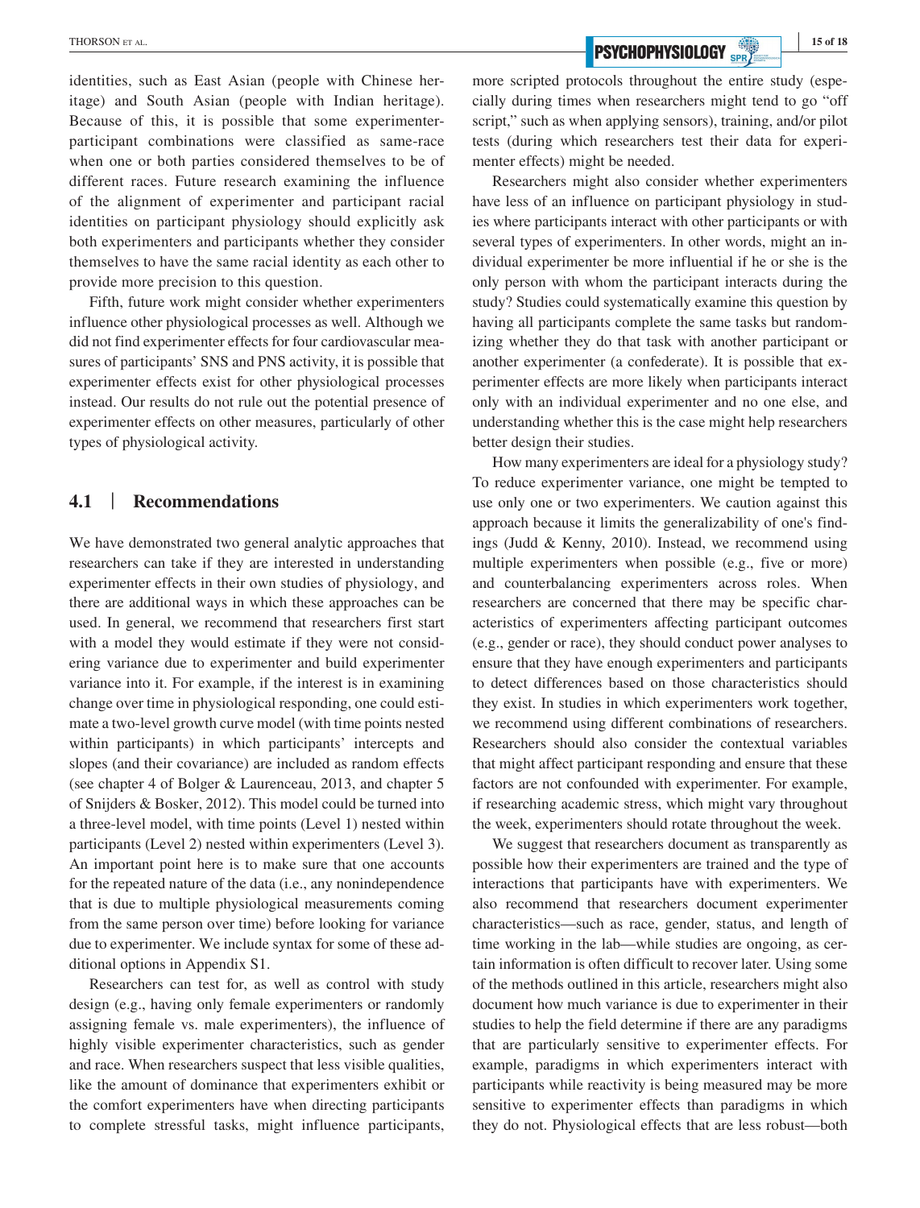identities, such as East Asian (people with Chinese heritage) and South Asian (people with Indian heritage). Because of this, it is possible that some experimenter-participant combinations were classified as same-race when one or both parties considered themselves to be of different races. Future research examining the influence of the alignment of experimenter and participant racial identities on participant physiology should explicitly ask both experimenters and participants whether they consider themselves to have the same racial identity as each other to provide more precision to this question.

Fifth, future work might consider whether experimenters influence other physiological processes as well. Although we did not find experimenter effects for four cardiovascular measures of participants' SNS and PNS activity, it is possible that experimenter effects exist for other physiological processes instead. Our results do not rule out the potential presence of experimenter effects on other measures, particularly of other types of physiological activity.

## 4.1 | Recommendations

We have demonstrated two general analytic approaches that researchers can take if they are interested in understanding experimenter effects in their own studies of physiology, and there are additional ways in which these approaches can be used. In general, we recommend that researchers first start with a model they would estimate if they were not considering variance due to experimenter and build experimenter variance into it. For example, if the interest is in examining change over time in physiological responding, one could estimate a two-level growth curve model (with time points nested within participants) in which participants' intercepts and slopes (and their covariance) are included as random effects (see chapter 4 of Bolger & Laurenceau, 2013, and chapter 5 of Snijders & Bosker, 2012). This model could be turned into a three-level model, with time points (Level 1) nested within participants (Level 2) nested within experimenters (Level 3). An important point here is to make sure that one accounts for the repeated nature of the data (i.e., any nonindependence that is due to multiple physiological measurements coming from the same person over time) before looking for variance due to experimenter. We include syntax for some of these additional options in Appendix S1.

Researchers can test for, as well as control with study design (e.g., having only female experimenters or randomly assigning female vs. male experimenters), the influence of highly visible experimenter characteristics, such as gender and race. When researchers suspect that less visible qualities, like the amount of dominance that experimenters exhibit or the comfort experimenters have when directing participants to complete stressful tasks, might influence participants, more scripted protocols throughout the entire study (especially during times when researchers might tend to go "off script," such as when applying sensors), training, and/or pilot tests (during which researchers test their data for experimenter effects) might be needed.

Researchers might also consider whether experimenters have less of an influence on participant physiology in studies where participants interact with other participants or with several types of experimenters. In other words, might an individual experimenter be more influential if he or she is the only person with whom the participant interacts during the study? Studies could systematically examine this question by having all participants complete the same tasks but randomizing whether they do that task with another participant or another experimenter (a confederate). It is possible that experimenter effects are more likely when participants interact only with an individual experimenter and no one else, and understanding whether this is the case might help researchers better design their studies.

How many experimenters are ideal for a physiology study? To reduce experimenter variance, one might be tempted to use only one or two experimenters. We caution against this approach because it limits the generalizability of one's findings (Judd & Kenny, 2010). Instead, we recommend using multiple experimenters when possible (e.g., five or more) and counterbalancing experimenters across roles. When researchers are concerned that there may be specific characteristics of experimenters affecting participant outcomes (e.g., gender or race), they should conduct power analyses to ensure that they have enough experimenters and participants to detect differences based on those characteristics should they exist. In studies in which experimenters work together, we recommend using different combinations of researchers. Researchers should also consider the contextual variables that might affect participant responding and ensure that these factors are not confounded with experimenter. For example, if researching academic stress, which might vary throughout the week, experimenters should rotate throughout the week.

We suggest that researchers document as transparently as possible how their experimenters are trained and the type of interactions that participants have with experimenters. We also recommend that researchers document experimenter characteristics—such as race, gender, status, and length of time working in the lab—while studies are ongoing, as certain information is often difficult to recover later. Using some of the methods outlined in this article, researchers might also document how much variance is due to experimenter in their studies to help the field determine if there are any paradigms that are particularly sensitive to experimenter effects. For example, paradigms in which experimenters interact with participants while reactivity is being measured may be more sensitive to experimenter effects than paradigms in which they do not. Physiological effects that are less robust—both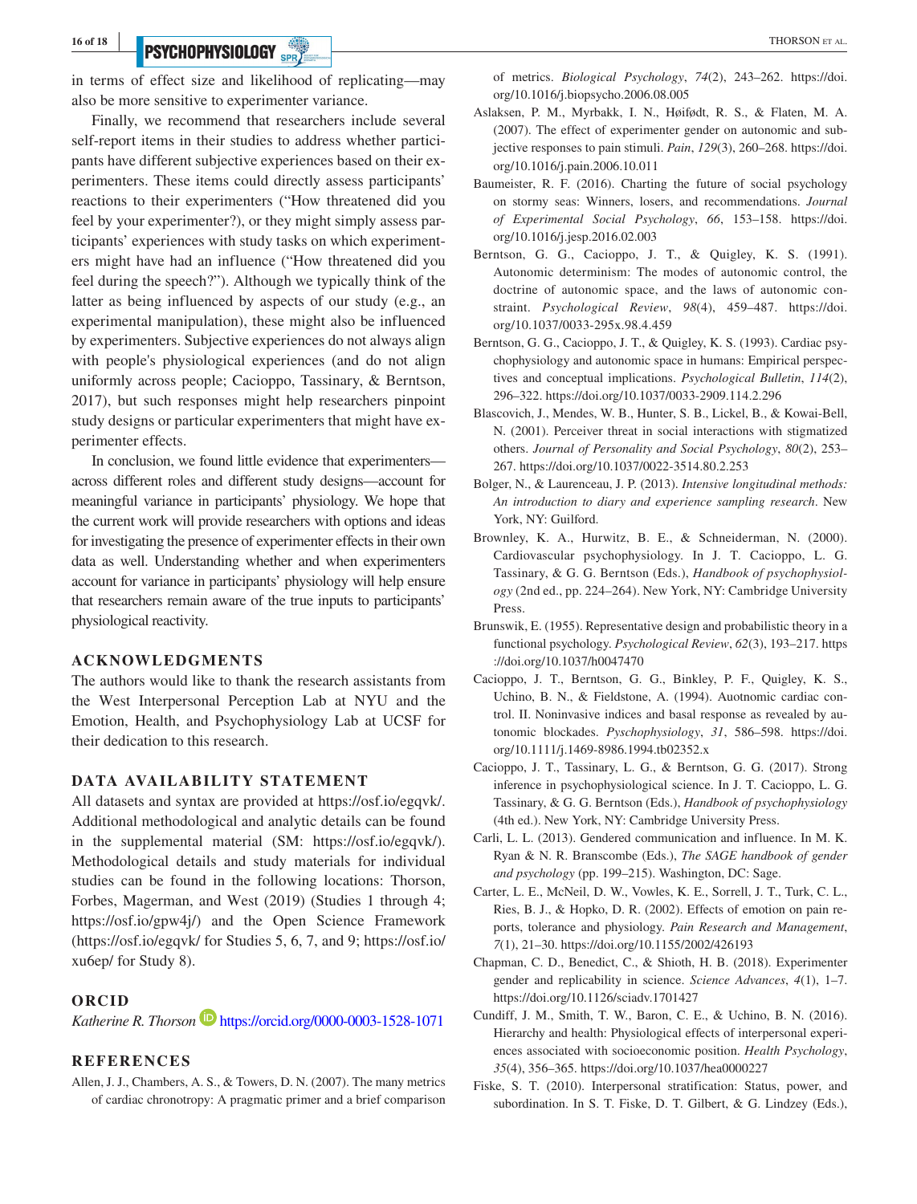in terms of effect size and likelihood of replicating—may also be more sensitive to experimenter variance.

Finally, we recommend that researchers include several self-report items in their studies to address whether participants have different subjective experiences based on their experimenters. These items could directly assess participants' reactions to their experimenters ("How threatened did you feel by your experimenter?), or they might simply assess participants' experiences with study tasks on which experimenters might have had an influence ("How threatened did you feel during the speech?"). Although we typically think of the latter as being influenced by aspects of our study (e.g., an experimental manipulation), these might also be influenced by experimenters. Subjective experiences do not always align with people's physiological experiences (and do not align uniformly across people; Cacioppo, Tassinary, & Berntson, 2017), but such responses might help researchers pinpoint study designs or particular experimenters that might have experimenter effects.

In conclusion, we found little evidence that experimenters—across different roles and different study designs—account for meaningful variance in participants' physiology. We hope that the current work will provide researchers with options and ideas for investigating the presence of experimenter effects in their own data as well. Understanding whether and when experimenters account for variance in participants' physiology will help ensure that researchers remain aware of the true inputs to participants' physiological reactivity.

## ACKNOWLEDGMENTS

The authors would like to thank the research assistants from the West Interpersonal Perception Lab at NYU and the Emotion, Health, and Psychophysiology Lab at UCSF for their dedication to this research.

## DATA AVAILABILITY STATEMENT

All datasets and syntax are provided at https://osf.io/egqvk/. Additional methodological and analytic details can be found in the supplemental material (SM: https://osf.io/egqvk/). Methodological details and study materials for individual studies can be found in the following locations: Thorson, Forbes, Magerman, and West (2019) (Studies 1 through 4; https://osf.io/gpw4j/) and the Open Science Framework (https://osf.io/egqvk/ for Studies 5, 6, 7, and 9; https://osf.io/xu6ep/ for Study 8).

## ORCID

*Katherine R. Thorson* https://orcid.org/0000-0003-1528-1071

## REFERENCES

Allen, J. J., Chambers, A. S., & Towers, D. N. (2007). The many metrics of cardiac chronotropy: A pragmatic primer and a brief comparison of metrics. *Biological Psychology*, *74*(2), 243–262. https://doi.org/10.1016/j.biopsycho.2006.08.005

Aslaksen, P. M., Myrbakk, I. N., Høifødt, R. S., & Flaten, M. A. (2007). The effect of experimenter gender on autonomic and subjective responses to pain stimuli. *Pain*, *129*(3), 260–268. https://doi.org/10.1016/j.pain.2006.10.011

Baumeister, R. F. (2016). Charting the future of social psychology on stormy seas: Winners, losers, and recommendations. *Journal of Experimental Social Psychology*, *66*, 153–158. https://doi.org/10.1016/j.jesp.2016.02.003

Berntson, G. G., Cacioppo, J. T., & Quigley, K. S. (1991). Autonomic determinism: The modes of autonomic control, the doctrine of autonomic space, and the laws of autonomic constraint. *Psychological Review*, *98*(4), 459–487. https://doi.org/10.1037/0033-295x.98.4.459

Berntson, G. G., Cacioppo, J. T., & Quigley, K. S. (1993). Cardiac psychophysiology and autonomic space in humans: Empirical perspectives and conceptual implications. *Psychological Bulletin*, *114*(2), 296–322. https://doi.org/10.1037/0033-2909.114.2.296

Blascovich, J., Mendes, W. B., Hunter, S. B., Lickel, B., & Kowai-Bell, N. (2001). Perceiver threat in social interactions with stigmatized others. *Journal of Personality and Social Psychology*, *80*(2), 253–267. https://doi.org/10.1037/0022-3514.80.2.253

Bolger, N., & Laurenceau, J. P. (2013). *Intensive longitudinal methods: An introduction to diary and experience sampling research*. New York, NY: Guilford.

Brownley, K. A., Hurwitz, B. E., & Schneiderman, N. (2000). Cardiovascular psychophysiology. In J. T. Cacioppo, L. G. Tassinary, & G. G. Berntson (Eds.), *Handbook of psychophysiology* (2nd ed., pp. 224–264). New York, NY: Cambridge University Press.

Brunswik, E. (1955). Representative design and probabilistic theory in a functional psychology. *Psychological Review*, *62*(3), 193–217. https://doi.org/10.1037/h0047470

Cacioppo, J. T., Berntson, G. G., Binkley, P. F., Quigley, K. S., Uchino, B. N., & Fieldstone, A. (1994). Auotnomic cardiac control. II. Noninvasive indices and basal response as revealed by autonomic blockades. *Pyschophysiology*, *31*, 586–598. https://doi.org/10.1111/j.1469-8986.1994.tb02352.x

Cacioppo, J. T., Tassinary, L. G., & Berntson, G. G. (2017). Strong inference in psychophysiological science. In J. T. Cacioppo, L. G. Tassinary, & G. G. Berntson (Eds.), *Handbook of psychophysiology* (4th ed.). New York, NY: Cambridge University Press.

Carli, L. L. (2013). Gendered communication and influence. In M. K. Ryan & N. R. Branscombe (Eds.), *The SAGE handbook of gender and psychology* (pp. 199–215). Washington, DC: Sage.

Carter, L. E., McNeil, D. W., Vowles, K. E., Sorrell, J. T., Turk, C. L., Ries, B. J., & Hopko, D. R. (2002). Effects of emotion on pain reports, tolerance and physiology. *Pain Research and Management*, *7*(1), 21–30. https://doi.org/10.1155/2002/426193

Chapman, C. D., Benedict, C., & Shioth, H. B. (2018). Experimenter gender and replicability in science. *Science Advances*, *4*(1), 1–7. https://doi.org/10.1126/sciadv.1701427

Cundiff, J. M., Smith, T. W., Baron, C. E., & Uchino, B. N. (2016). Hierarchy and health: Physiological effects of interpersonal experiences associated with socioeconomic position. *Health Psychology*, *35*(4), 356–365. https://doi.org/10.1037/hea0000227

Fiske, S. T. (2010). Interpersonal stratification: Status, power, and subordination. In S. T. Fiske, D. T. Gilbert, & G. Lindzey (Eds.),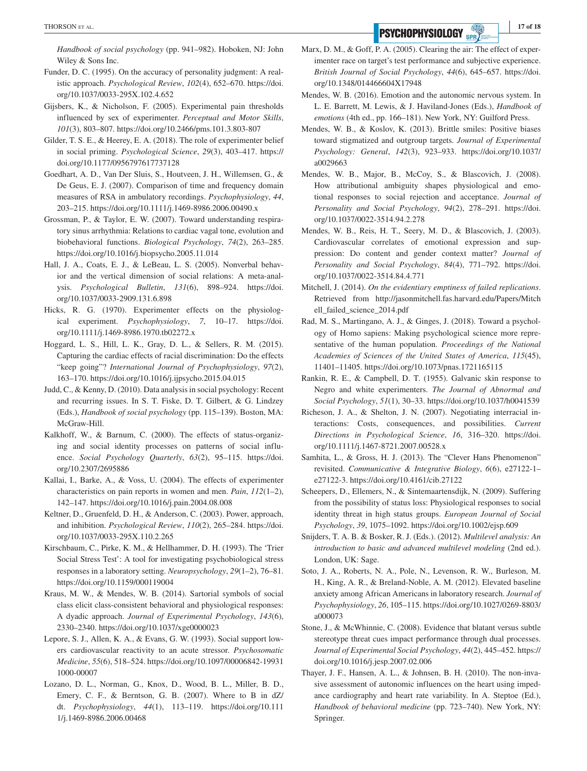*Handbook of social psychology* (pp. 941–982). Hoboken, NJ: John Wiley & Sons Inc.

Funder, D. C. (1995). On the accuracy of personality judgment: A realistic approach. *Psychological Review*, *102*(4), 652–670. https://doi.org/10.1037/0033-295X.102.4.652

Gijsbers, K., & Nicholson, F. (2005). Experimental pain thresholds influenced by sex of experimenter. *Perceptual and Motor Skills*, *101*(3), 803–807. https://doi.org/10.2466/pms.101.3.803-807

Gilder, T. S. E., & Heerey, E. A. (2018). The role of experimenter belief in social priming. *Psychological Science*, *29*(3), 403–417. https://doi.org/10.1177/0956797617737128

Goedhart, A. D., Van Der Sluis, S., Houtveen, J. H., Willemsen, G., & De Geus, E. J. (2007). Comparison of time and frequency domain measures of RSA in ambulatory recordings. *Psychophysiology*, *44*, 203–215. https://doi.org/10.1111/j.1469-8986.2006.00490.x

Grossman, P., & Taylor, E. W. (2007). Toward understanding respiratory sinus arrhythmia: Relations to cardiac vagal tone, evolution and biobehavioral functions. *Biological Psychology*, *74*(2), 263–285. https://doi.org/10.1016/j.biopsycho.2005.11.014

Hall, J. A., Coats, E. J., & LeBeau, L. S. (2005). Nonverbal behavior and the vertical dimension of social relations: A meta-analysis. *Psychological Bulletin*, *131*(6), 898–924. https://doi.org/10.1037/0033-2909.131.6.898

Hicks, R. G. (1970). Experimenter effects on the physiological experiment. *Psychophysiology*, *7*, 10–17. https://doi.org/10.1111/j.1469-8986.1970.tb02272.x

Hoggard, L. S., Hill, L. K., Gray, D. L., & Sellers, R. M. (2015). Capturing the cardiac effects of racial discrimination: Do the effects "keep going"? *International Journal of Psychophysiology*, *97*(2), 163–170. https://doi.org/10.1016/j.ijpsycho.2015.04.015

Judd, C., & Kenny, D. (2010). Data analysis in social psychology: Recent and recurring issues. In S. T. Fiske, D. T. Gilbert, & G. Lindzey (Eds.), *Handbook of social psychology* (pp. 115–139). Boston, MA: McGraw-Hill.

Kalkhoff, W., & Barnum, C. (2000). The effects of status-organizing and social identity processes on patterns of social influence. *Social Psychology Quarterly*, *63*(2), 95–115. https://doi.org/10.2307/2695886

Kallai, I., Barke, A., & Voss, U. (2004). The effects of experimenter characteristics on pain reports in women and men. *Pain*, *112*(1–2), 142–147. https://doi.org/10.1016/j.pain.2004.08.008

Keltner, D., Gruenfeld, D. H., & Anderson, C. (2003). Power, approach, and inhibition. *Psychological Review*, *110*(2), 265–284. https://doi.org/10.1037/0033-295X.110.2.265

Kirschbaum, C., Pirke, K. M., & Hellhammer, D. H. (1993). The 'Trier Social Stress Test': A tool for investigating psychobiological stress responses in a laboratory setting. *Neuropsychology*, *29*(1–2), 76–81. https://doi.org/10.1159/000119004

Kraus, M. W., & Mendes, W. B. (2014). Sartorial symbols of social class elicit class-consistent behavioral and physiological responses: A dyadic approach. *Journal of Experimental Psychology*, *143*(6), 2330–2340. https://doi.org/10.1037/xge0000023

Lepore, S. J., Allen, K. A., & Evans, G. W. (1993). Social support lowers cardiovascular reactivity to an acute stressor. *Psychosomatic Medicine*, *55*(6), 518–524. https://doi.org/10.1097/00006842-199311000-00007

Lozano, D. L., Norman, G., Knox, D., Wood, B. L., Miller, B. D., Emery, C. F., & Berntson, G. B. (2007). Where to B in dZ/dt. *Psychophysiology*, *44*(1), 113–119. https://doi.org/10.1111/j.1469-8986.2006.00468

Marx, D. M., & Goff, P. A. (2005). Clearing the air: The effect of experimenter race on target's test performance and subjective experience. *British Journal of Social Psychology*, *44*(6), 645–657. https://doi.org/10.1348/014466604X17948

Mendes, W. B. (2016). Emotion and the autonomic nervous system. In L. E. Barrett, M. Lewis, & J. Haviland-Jones (Eds.), *Handbook of emotions* (4th ed., pp. 166–181). New York, NY: Guilford Press.

Mendes, W. B., & Koslov, K. (2013). Brittle smiles: Positive biases toward stigmatized and outgroup targets. *Journal of Experimental Psychology: General*, *142*(3), 923–933. https://doi.org/10.1037/a0029663

Mendes, W. B., Major, B., McCoy, S., & Blascovich, J. (2008). How attributional ambiguity shapes physiological and emotional responses to social rejection and acceptance. *Journal of Personality and Social Psychology*, *94*(2), 278–291. https://doi.org/10.1037/0022-3514.94.2.278

Mendes, W. B., Reis, H. T., Seery, M. D., & Blascovich, J. (2003). Cardiovascular correlates of emotional expression and suppression: Do content and gender context matter? *Journal of Personality and Social Psychology*, *84*(4), 771–792. https://doi.org/10.1037/0022-3514.84.4.771

Mitchell, J. (2014). *On the evidentiary emptiness of failed replications*. Retrieved from http://jasonmitchell.fas.harvard.edu/Papers/Mitchell_failed_science_2014.pdf

Rad, M. S., Martingano, A. J., & Ginges, J. (2018). Toward a psychology of Homo sapiens: Making psychological science more representative of the human population. *Proceedings of the National Academies of Sciences of the United States of America*, *115*(45), 11401–11405. https://doi.org/10.1073/pnas.1721165115

Rankin, R. E., & Campbell, D. T. (1955). Galvanic skin response to Negro and white experimenters. *The Journal of Abnormal and Social Psychology*, *51*(1), 30–33. https://doi.org/10.1037/h0041539

Richeson, J. A., & Shelton, J. N. (2007). Negotiating interracial interactions: Costs, consequences, and possibilities. *Current Directions in Psychological Science*, *16*, 316–320. https://doi.org/10.1111/j.1467-8721.2007.00528.x

Samhita, L., & Gross, H. J. (2013). The "Clever Hans Phenomenon" revisited. *Communicative & Integrative Biology*, *6*(6), e27122-1–e27122-3. https://doi.org/10.4161/cib.27122

Scheepers, D., Ellemers, N., & Sintemaartensdijk, N. (2009). Suffering from the possibility of status loss: Physiological responses to social identity threat in high status groups. *European Journal of Social Psychology*, *39*, 1075–1092. https://doi.org/10.1002/ejsp.609

Snijders, T. A. B. & Bosker, R. J. (Eds.). (2012). *Multilevel analysis: An introduction to basic and advanced multilevel modeling* (2nd ed.). London, UK: Sage.

Soto, J. A., Roberts, N. A., Pole, N., Levenson, R. W., Burleson, M. H., King, A. R., & Breland-Noble, A. M. (2012). Elevated baseline anxiety among African Americans in laboratory research. *Journal of Psychophysiology*, *26*, 105–115. https://doi.org/10.1027/0269-8803/a000073

Stone, J., & McWhinnie, C. (2008). Evidence that blatant versus subtle stereotype threat cues impact performance through dual processes. *Journal of Experimental Social Psychology*, *44*(2), 445–452. https://doi.org/10.1016/j.jesp.2007.02.006

Thayer, J. F., Hansen, A. L., & Johnsen, B. H. (2010). The non-invasive assessment of autonomic influences on the heart using impedance cardiography and heart rate variability. In A. Steptoe (Ed.), *Handbook of behavioral medicine* (pp. 723–740). New York, NY: Springer.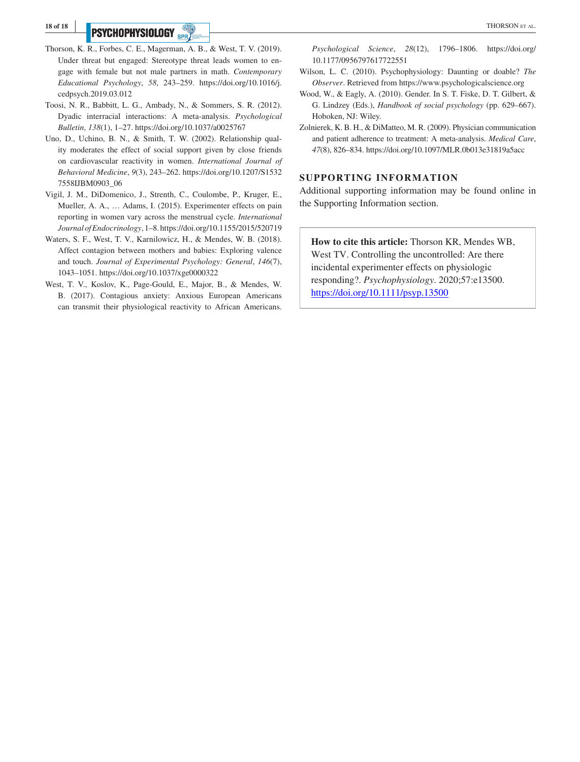Thorson, K. R., Forbes, C. E., Magerman, A. B., & West, T. V. (2019). Under threat but engaged: Stereotype threat leads women to engage with female but not male partners in math. *Contemporary Educational Psychology*, *58*, 243–259. https://doi.org/10.1016/j.cedpsych.2019.03.012

Toosi, N. R., Babbitt, L. G., Ambady, N., & Sommers, S. R. (2012). Dyadic interracial interactions: A meta-analysis. *Psychological Bulletin*, *138*(1), 1–27. https://doi.org/10.1037/a0025767

Uno, D., Uchino, B. N., & Smith, T. W. (2002). Relationship quality moderates the effect of social support given by close friends on cardiovascular reactivity in women. *International Journal of Behavioral Medicine*, *9*(3), 243–262. https://doi.org/10.1207/S15327558IJBM0903_06

Vigil, J. M., DiDomenico, J., Strenth, C., Coulombe, P., Kruger, E., Mueller, A. A., … Adams, I. (2015). Experimenter effects on pain reporting in women vary across the menstrual cycle. *International Journal of Endocrinology*, 1–8. https://doi.org/10.1155/2015/520719

Waters, S. F., West, T. V., Karnilowicz, H., & Mendes, W. B. (2018). Affect contagion between mothers and babies: Exploring valence and touch. *Journal of Experimental Psychology: General*, *146*(7), 1043–1051. https://doi.org/10.1037/xge0000322

West, T. V., Koslov, K., Page-Gould, E., Major, B., & Mendes, W. B. (2017). Contagious anxiety: Anxious European Americans can transmit their physiological reactivity to African Americans. *Psychological Science*, *28*(12), 1796–1806. https://doi.org/10.1177/0956797617722551

Wilson, L. C. (2010). Psychophysiology: Daunting or doable? *The Observer*. Retrieved from https://www.psychologicalscience.org

Wood, W., & Eagly, A. (2010). Gender. In S. T. Fiske, D. T. Gilbert, & G. Lindzey (Eds.), *Handbook of social psychology* (pp. 629–667). Hoboken, NJ: Wiley.

Zolnierek, K. B. H., & DiMatteo, M. R. (2009). Physician communication and patient adherence to treatment: A meta-analysis. *Medical Care*, *47*(8), 826–834. https://doi.org/10.1097/MLR.0b013e31819a5acc

## SUPPORTING INFORMATION

Additional supporting information may be found online in the Supporting Information section.

**How to cite this article:** Thorson KR, Mendes WB, West TV. Controlling the uncontrolled: Are there incidental experimenter effects on physiologic responding?. *Psychophysiology*. 2020;57:e13500. https://doi.org/10.1111/psyp.13500